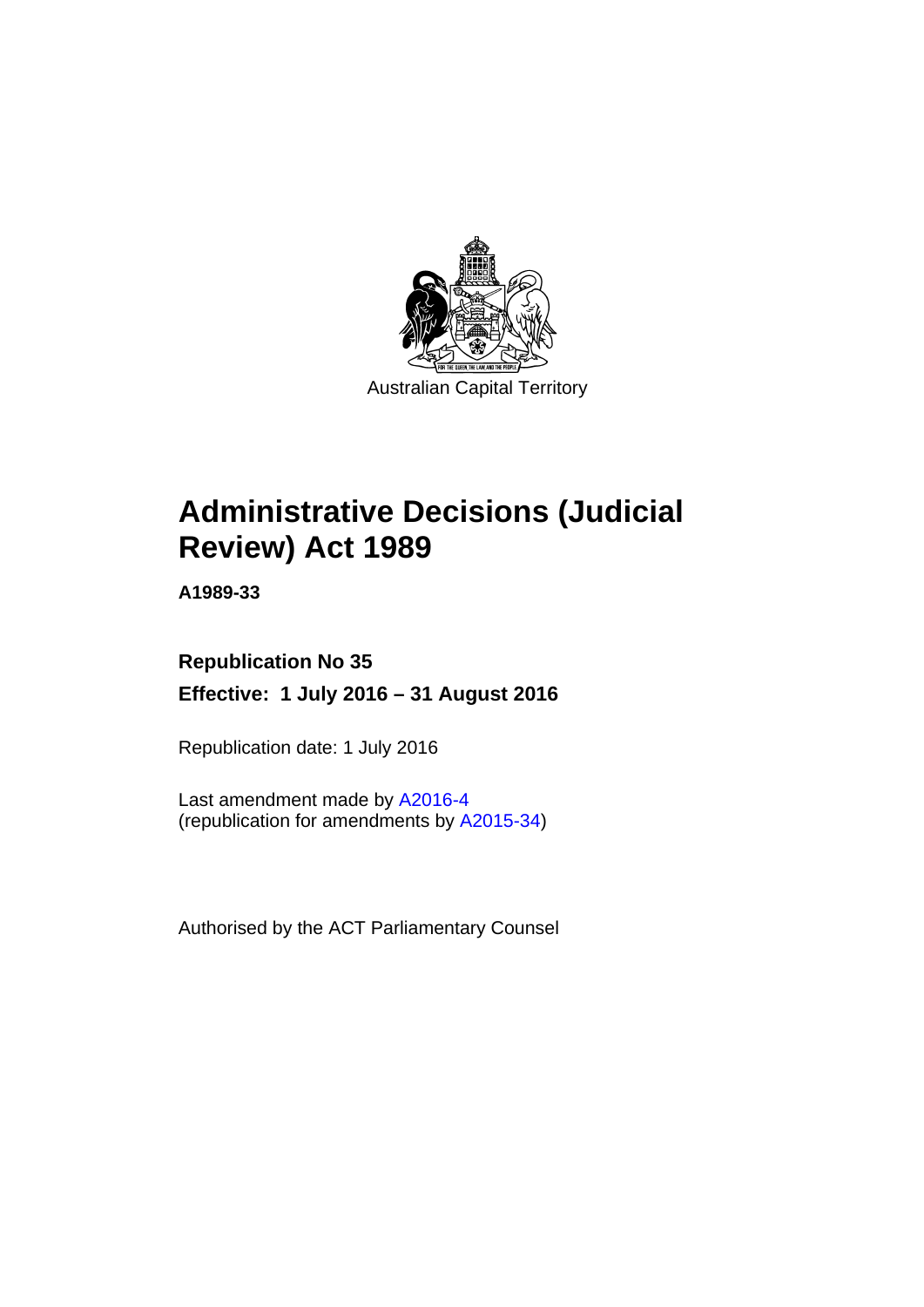Australian Capital Territory

# Administrative Decisions (Judicial Review) Act 1989

**A1989-33**

**Republication No 35**

**Effective: 1 July 2016 – 31 August 2016**

Republication date: 1 July 2016

Last amendment made by A2016-4
(republication for amendments by A2015-34)

Authorised by the ACT Parliamentary Counsel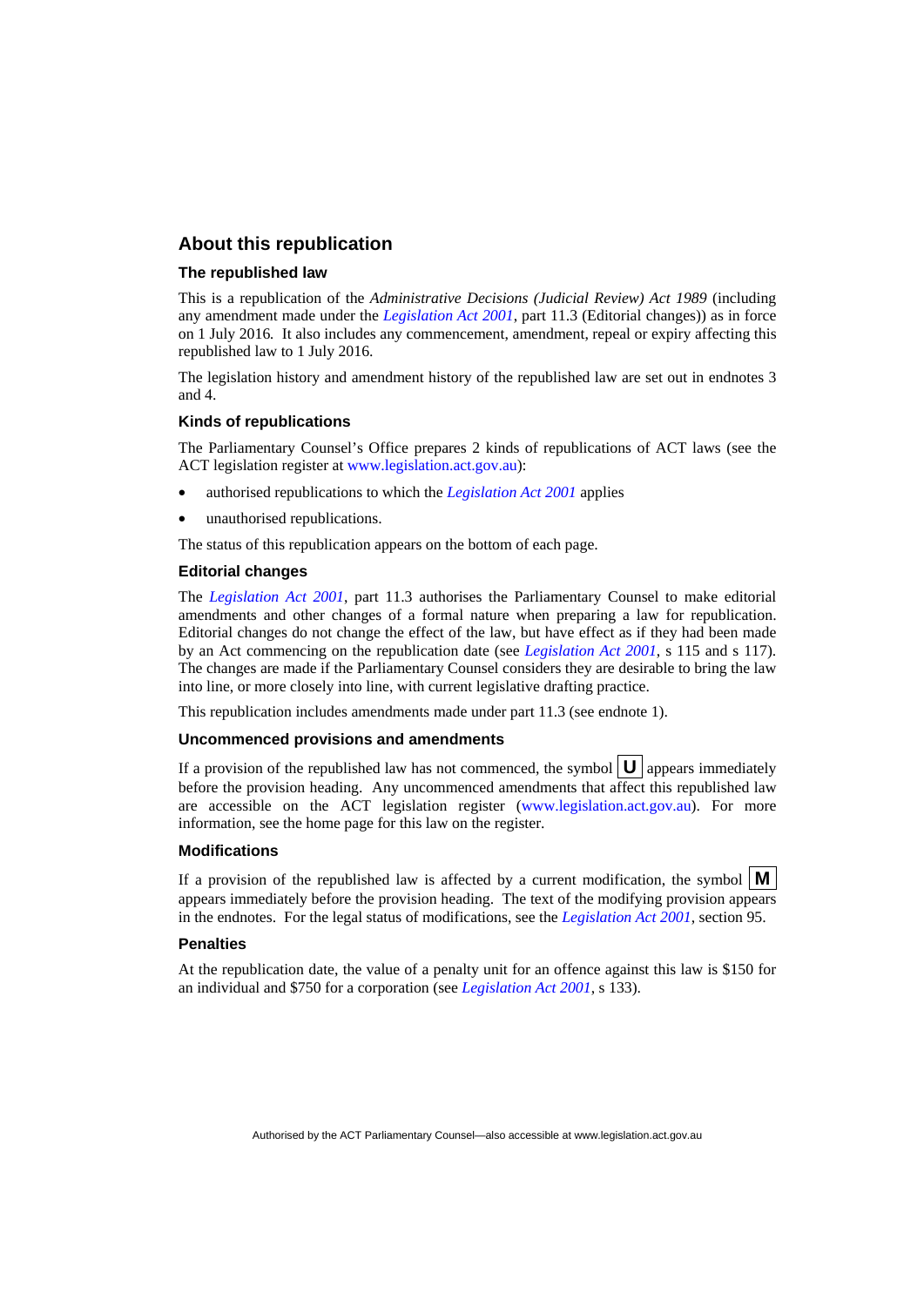## About this republication

### The republished law

This is a republication of the *Administrative Decisions (Judicial Review) Act 1989* (including any amendment made under the *Legislation Act 2001*, part 11.3 (Editorial changes)) as in force on 1 July 2016*.* It also includes any commencement, amendment, repeal or expiry affecting this republished law to 1 July 2016.

The legislation history and amendment history of the republished law are set out in endnotes 3 and 4.

### Kinds of republications

The Parliamentary Counsel's Office prepares 2 kinds of republications of ACT laws (see the ACT legislation register at www.legislation.act.gov.au):

- authorised republications to which the *Legislation Act 2001* applies
- unauthorised republications.

The status of this republication appears on the bottom of each page.

### Editorial changes

The *Legislation Act 2001*, part 11.3 authorises the Parliamentary Counsel to make editorial amendments and other changes of a formal nature when preparing a law for republication. Editorial changes do not change the effect of the law, but have effect as if they had been made by an Act commencing on the republication date (see *Legislation Act 2001*, s 115 and s 117). The changes are made if the Parliamentary Counsel considers they are desirable to bring the law into line, or more closely into line, with current legislative drafting practice.

This republication includes amendments made under part 11.3 (see endnote 1).

### Uncommenced provisions and amendments

If a provision of the republished law has not commenced, the symbol **U** appears immediately before the provision heading. Any uncommenced amendments that affect this republished law are accessible on the ACT legislation register (www.legislation.act.gov.au). For more information, see the home page for this law on the register.

### Modifications

If a provision of the republished law is affected by a current modification, the symbol **M** appears immediately before the provision heading. The text of the modifying provision appears in the endnotes. For the legal status of modifications, see the *Legislation Act 2001*, section 95.

### Penalties

At the republication date, the value of a penalty unit for an offence against this law is $150 for an individual and $750 for a corporation (see *Legislation Act 2001*, s 133).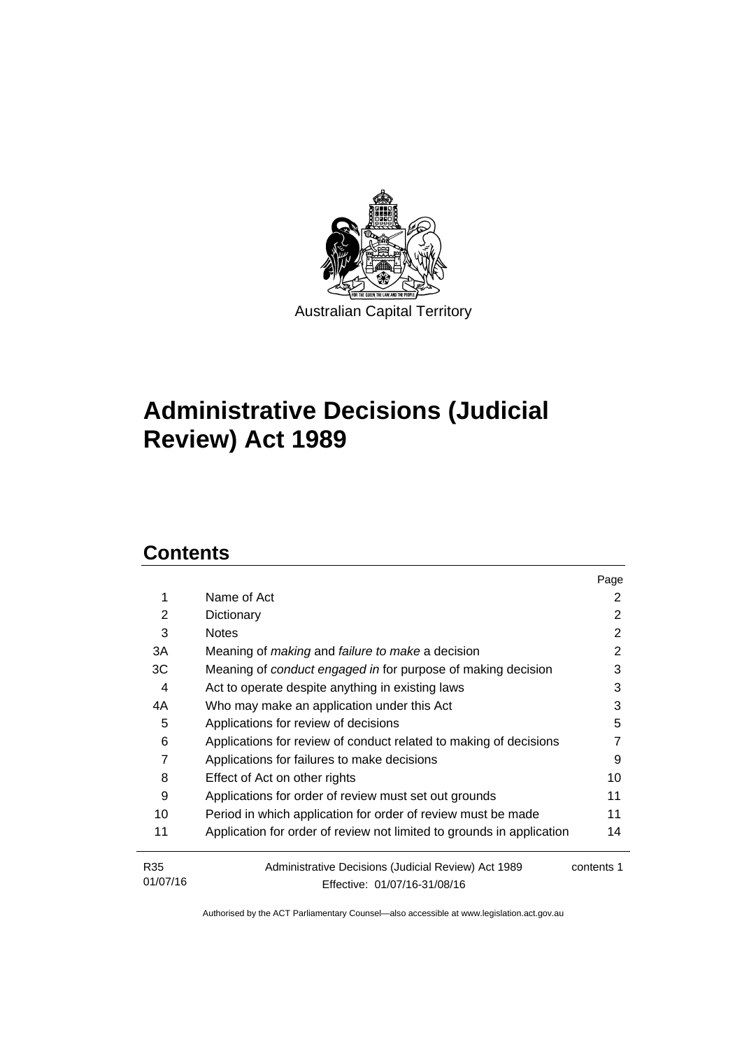Australian Capital Territory

# Administrative Decisions (Judicial Review) Act 1989

## Contents

| | | Page |
|---|---|---|
| 1 | Name of Act | 2 |
| 2 | Dictionary | 2 |
| 3 | Notes | 2 |
| 3A | Meaning of *making* and *failure to make* a decision | 2 |
| 3C | Meaning of *conduct engaged in* for purpose of making decision | 3 |
| 4 | Act to operate despite anything in existing laws | 3 |
| 4A | Who may make an application under this Act | 3 |
| 5 | Applications for review of decisions | 5 |
| 6 | Applications for review of conduct related to making of decisions | 7 |
| 7 | Applications for failures to make decisions | 9 |
| 8 | Effect of Act on other rights | 10 |
| 9 | Applications for order of review must set out grounds | 11 |
| 10 | Period in which application for order of review must be made | 11 |
| 11 | Application for order of review not limited to grounds in application | 14 |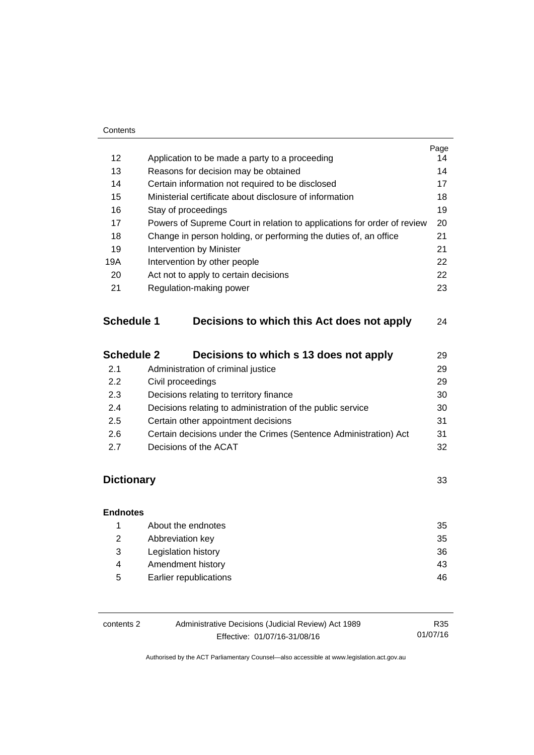| | | Page |
|---|---|---|
| 12 | Application to be made a party to a proceeding | 14 |
| 13 | Reasons for decision may be obtained | 14 |
| 14 | Certain information not required to be disclosed | 17 |
| 15 | Ministerial certificate about disclosure of information | 18 |
| 16 | Stay of proceedings | 19 |
| 17 | Powers of Supreme Court in relation to applications for order of review | 20 |
| 18 | Change in person holding, or performing the duties of, an office | 21 |
| 19 | Intervention by Minister | 21 |
| 19A | Intervention by other people | 22 |
| 20 | Act not to apply to certain decisions | 22 |
| 21 | Regulation-making power | 23 |

## Schedule 1 Decisions to which this Act does not apply — 24

## Schedule 2 Decisions to which s 13 does not apply — 29

| | | |
|---|---|---|
| 2.1 | Administration of criminal justice | 29 |
| 2.2 | Civil proceedings | 29 |
| 2.3 | Decisions relating to territory finance | 30 |
| 2.4 | Decisions relating to administration of the public service | 30 |
| 2.5 | Certain other appointment decisions | 31 |
| 2.6 | Certain decisions under the Crimes (Sentence Administration) Act | 31 |
| 2.7 | Decisions of the ACAT | 32 |

## Dictionary — 33

**Endnotes**

| | | |
|---|---|---|
| 1 | About the endnotes | 35 |
| 2 | Abbreviation key | 35 |
| 3 | Legislation history | 36 |
| 4 | Amendment history | 43 |
| 5 | Earlier republications | 46 |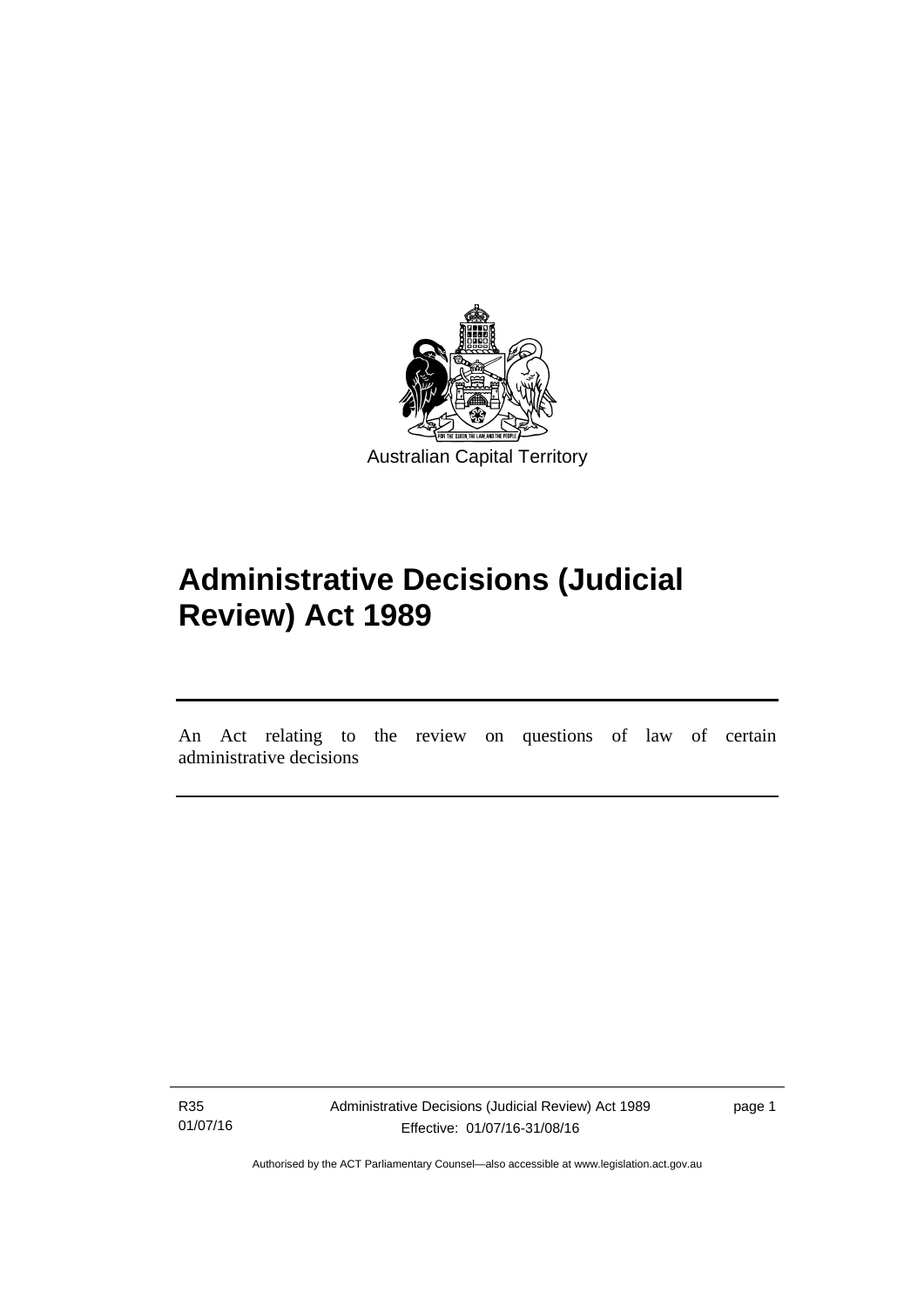Australian Capital Territory

# Administrative Decisions (Judicial Review) Act 1989

An Act relating to the review on questions of law of certain administrative decisions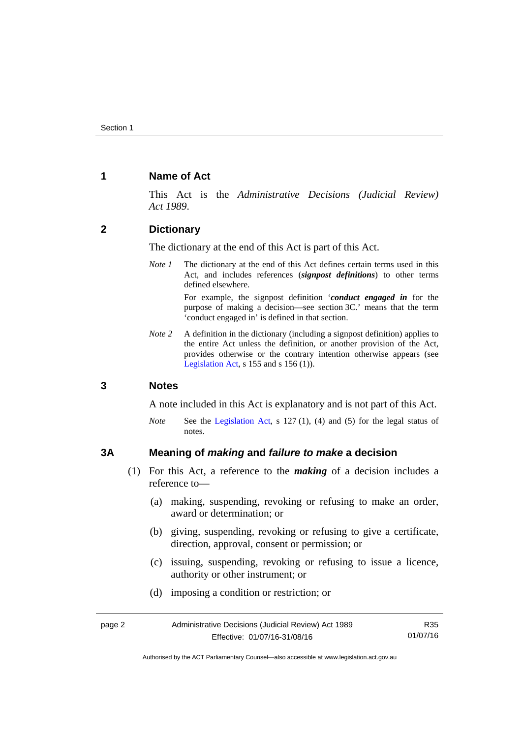## 1 Name of Act

This Act is the *Administrative Decisions (Judicial Review) Act 1989*.

## 2 Dictionary

The dictionary at the end of this Act is part of this Act.

*Note 1* The dictionary at the end of this Act defines certain terms used in this Act, and includes references (***signpost definitions***) to other terms defined elsewhere.

For example, the signpost definition '***conduct engaged in*** for the purpose of making a decision—see section 3C.' means that the term 'conduct engaged in' is defined in that section.

*Note 2* A definition in the dictionary (including a signpost definition) applies to the entire Act unless the definition, or another provision of the Act, provides otherwise or the contrary intention otherwise appears (see Legislation Act, s 155 and s 156 (1)).

## 3 Notes

A note included in this Act is explanatory and is not part of this Act.

*Note* See the Legislation Act, s 127 (1), (4) and (5) for the legal status of notes.

## 3A Meaning of *making* and *failure to make* a decision

(1) For this Act, a reference to the ***making*** of a decision includes a reference to—

(a) making, suspending, revoking or refusing to make an order, award or determination; or

(b) giving, suspending, revoking or refusing to give a certificate, direction, approval, consent or permission; or

(c) issuing, suspending, revoking or refusing to issue a licence, authority or other instrument; or

(d) imposing a condition or restriction; or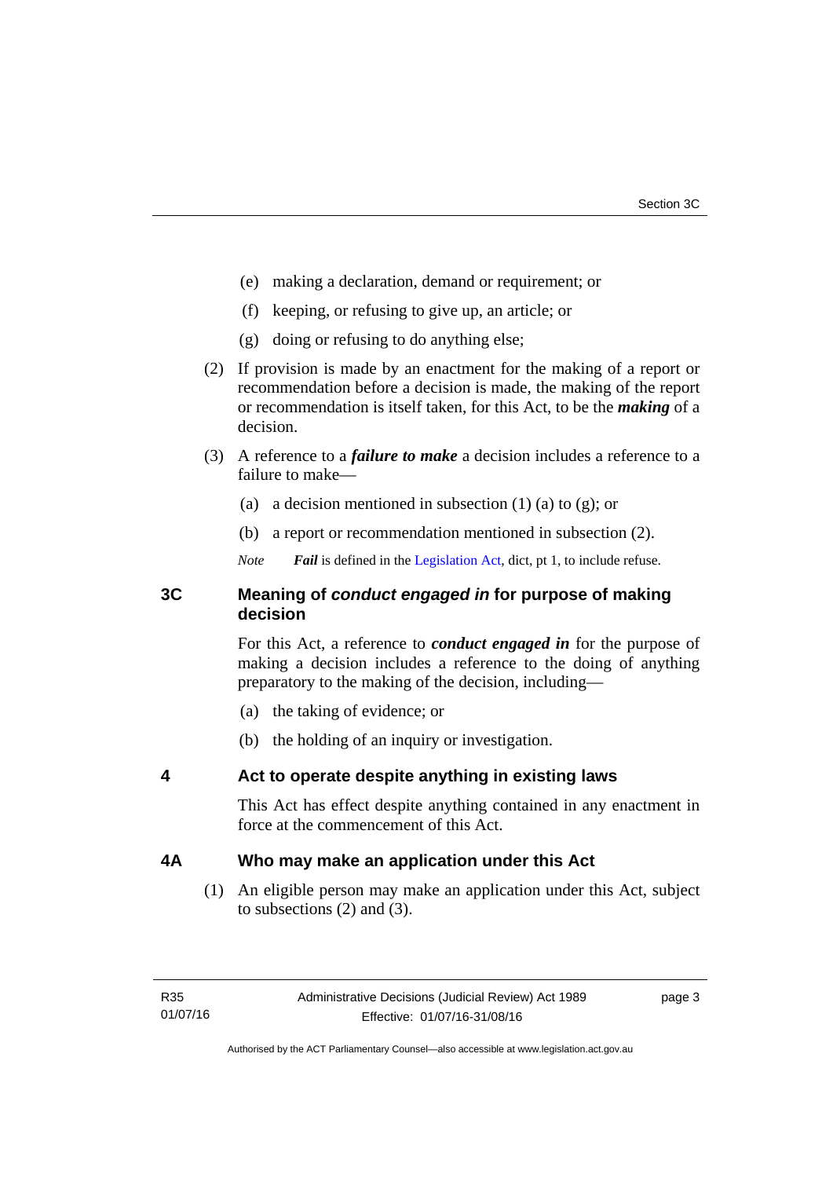(e) making a declaration, demand or requirement; or

(f) keeping, or refusing to give up, an article; or

(g) doing or refusing to do anything else;

(2) If provision is made by an enactment for the making of a report or recommendation before a decision is made, the making of the report or recommendation is itself taken, for this Act, to be the ***making*** of a decision.

(3) A reference to a ***failure to make*** a decision includes a reference to a failure to make—

(a) a decision mentioned in subsection (1) (a) to (g); or

(b) a report or recommendation mentioned in subsection (2).

*Note* ***Fail*** is defined in the Legislation Act, dict, pt 1, to include refuse.

## 3C Meaning of *conduct engaged in* for purpose of making decision

For this Act, a reference to ***conduct engaged in*** for the purpose of making a decision includes a reference to the doing of anything preparatory to the making of the decision, including—

(a) the taking of evidence; or

(b) the holding of an inquiry or investigation.

## 4 Act to operate despite anything in existing laws

This Act has effect despite anything contained in any enactment in force at the commencement of this Act.

## 4A Who may make an application under this Act

(1) An eligible person may make an application under this Act, subject to subsections (2) and (3).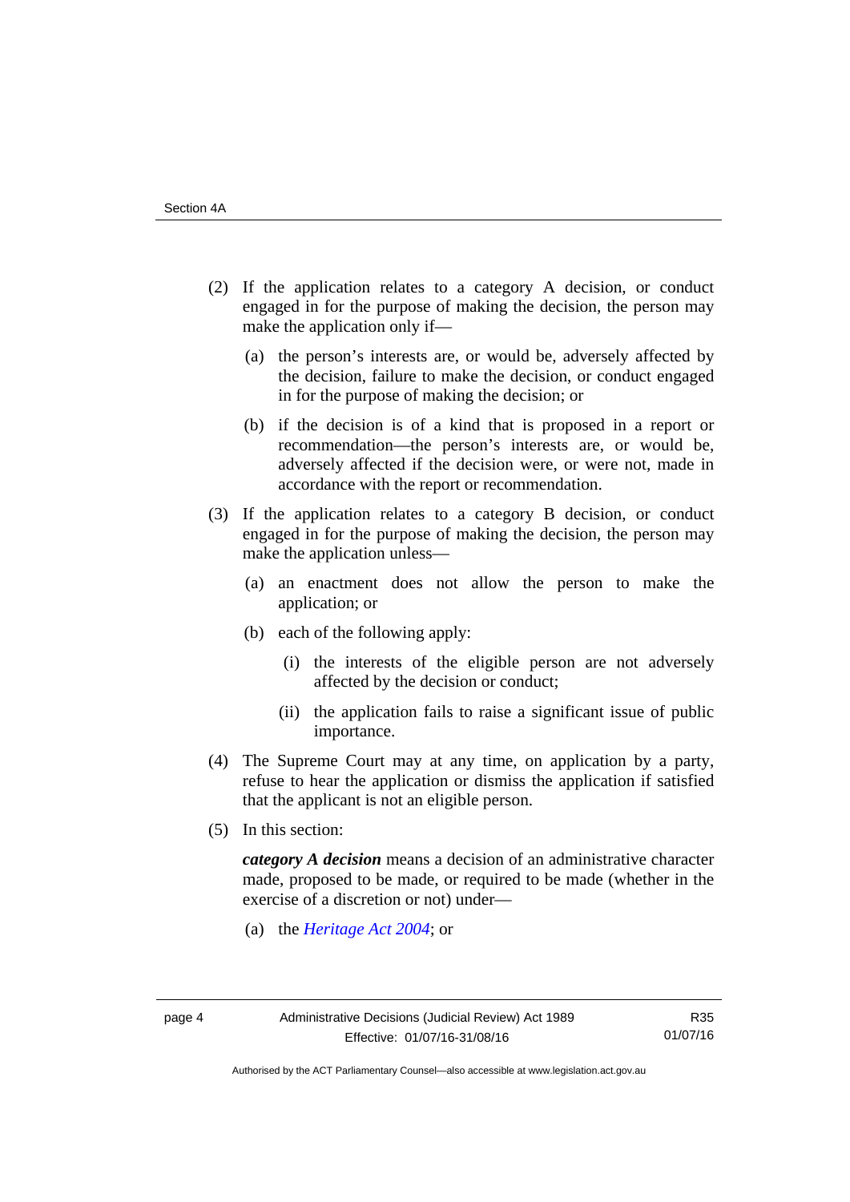(2) If the application relates to a category A decision, or conduct engaged in for the purpose of making the decision, the person may make the application only if—

(a) the person's interests are, or would be, adversely affected by the decision, failure to make the decision, or conduct engaged in for the purpose of making the decision; or

(b) if the decision is of a kind that is proposed in a report or recommendation—the person's interests are, or would be, adversely affected if the decision were, or were not, made in accordance with the report or recommendation.

(3) If the application relates to a category B decision, or conduct engaged in for the purpose of making the decision, the person may make the application unless—

(a) an enactment does not allow the person to make the application; or

(b) each of the following apply:

(i) the interests of the eligible person are not adversely affected by the decision or conduct;

(ii) the application fails to raise a significant issue of public importance.

(4) The Supreme Court may at any time, on application by a party, refuse to hear the application or dismiss the application if satisfied that the applicant is not an eligible person.

(5) In this section:

***category A decision*** means a decision of an administrative character made, proposed to be made, or required to be made (whether in the exercise of a discretion or not) under—

(a) the *Heritage Act 2004*; or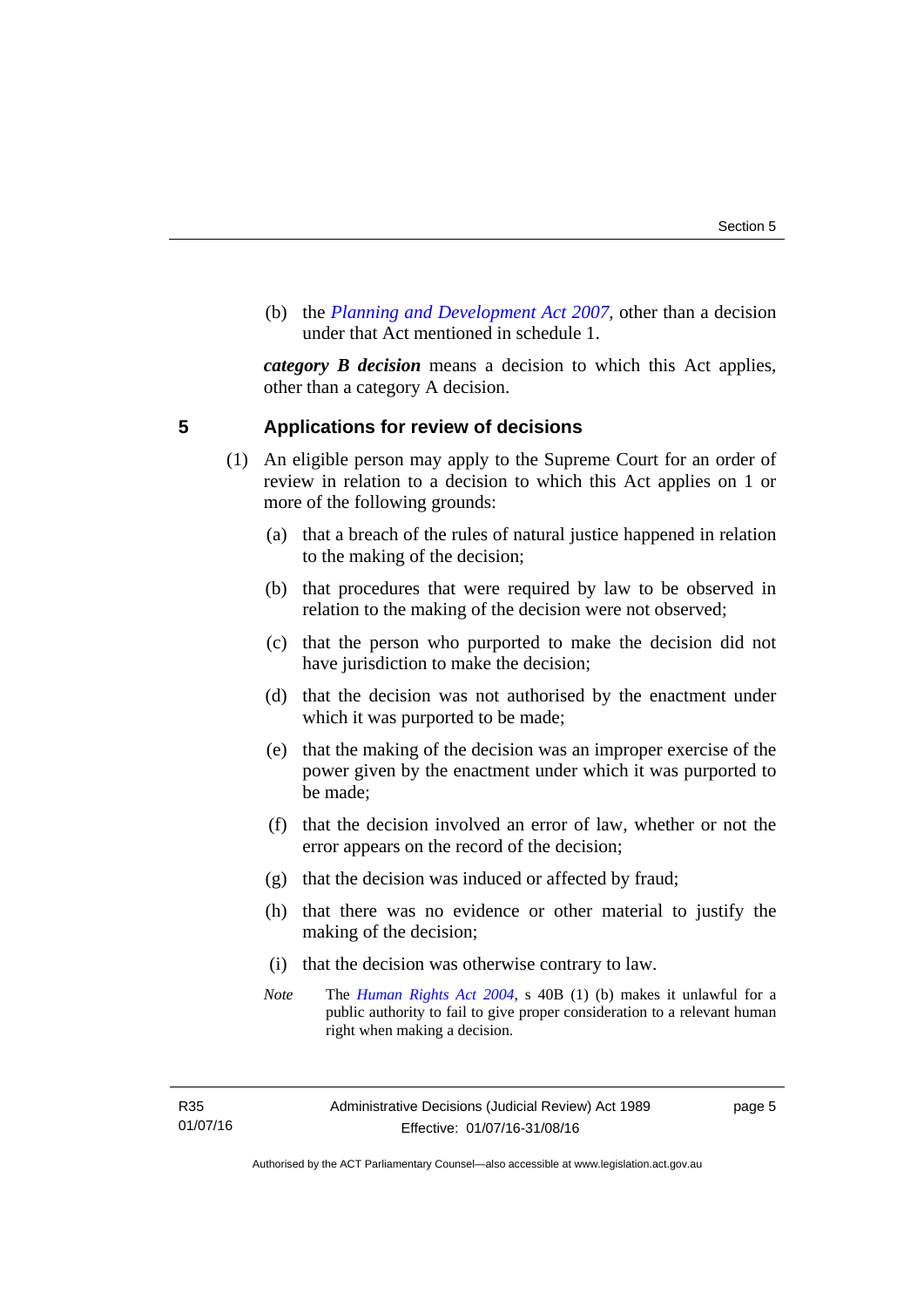(b) the *Planning and Development Act 2007*, other than a decision under that Act mentioned in schedule 1.

***category B decision*** means a decision to which this Act applies, other than a category A decision.

## 5 Applications for review of decisions

(1) An eligible person may apply to the Supreme Court for an order of review in relation to a decision to which this Act applies on 1 or more of the following grounds:

(a) that a breach of the rules of natural justice happened in relation to the making of the decision;

(b) that procedures that were required by law to be observed in relation to the making of the decision were not observed;

(c) that the person who purported to make the decision did not have jurisdiction to make the decision;

(d) that the decision was not authorised by the enactment under which it was purported to be made;

(e) that the making of the decision was an improper exercise of the power given by the enactment under which it was purported to be made;

(f) that the decision involved an error of law, whether or not the error appears on the record of the decision;

(g) that the decision was induced or affected by fraud;

(h) that there was no evidence or other material to justify the making of the decision;

(i) that the decision was otherwise contrary to law.

*Note* The *Human Rights Act 2004*, s 40B (1) (b) makes it unlawful for a public authority to fail to give proper consideration to a relevant human right when making a decision.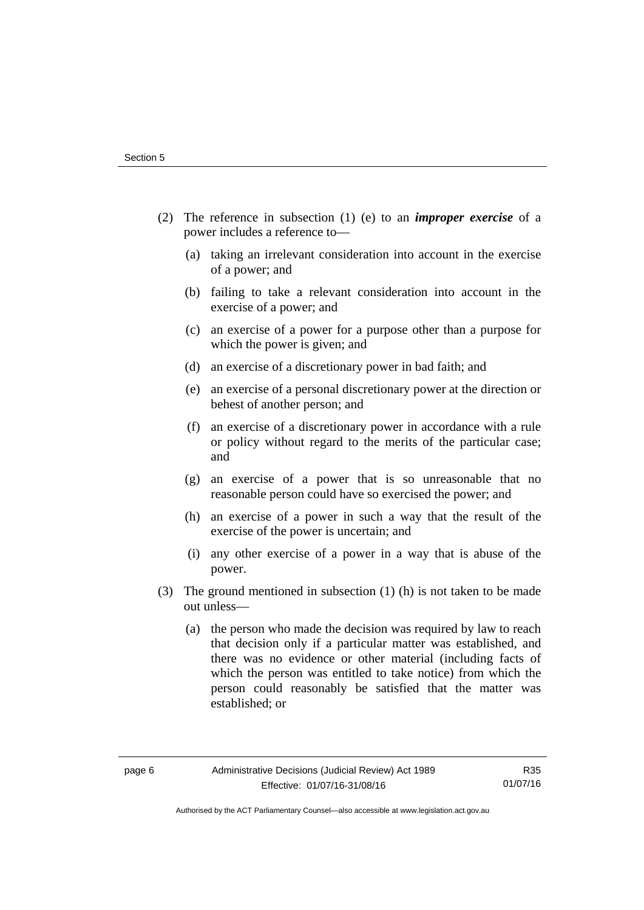(2) The reference in subsection (1) (e) to an ***improper exercise*** of a power includes a reference to—

(a) taking an irrelevant consideration into account in the exercise of a power; and

(b) failing to take a relevant consideration into account in the exercise of a power; and

(c) an exercise of a power for a purpose other than a purpose for which the power is given; and

(d) an exercise of a discretionary power in bad faith; and

(e) an exercise of a personal discretionary power at the direction or behest of another person; and

(f) an exercise of a discretionary power in accordance with a rule or policy without regard to the merits of the particular case; and

(g) an exercise of a power that is so unreasonable that no reasonable person could have so exercised the power; and

(h) an exercise of a power in such a way that the result of the exercise of the power is uncertain; and

(i) any other exercise of a power in a way that is abuse of the power.

(3) The ground mentioned in subsection (1) (h) is not taken to be made out unless—

(a) the person who made the decision was required by law to reach that decision only if a particular matter was established, and there was no evidence or other material (including facts of which the person was entitled to take notice) from which the person could reasonably be satisfied that the matter was established; or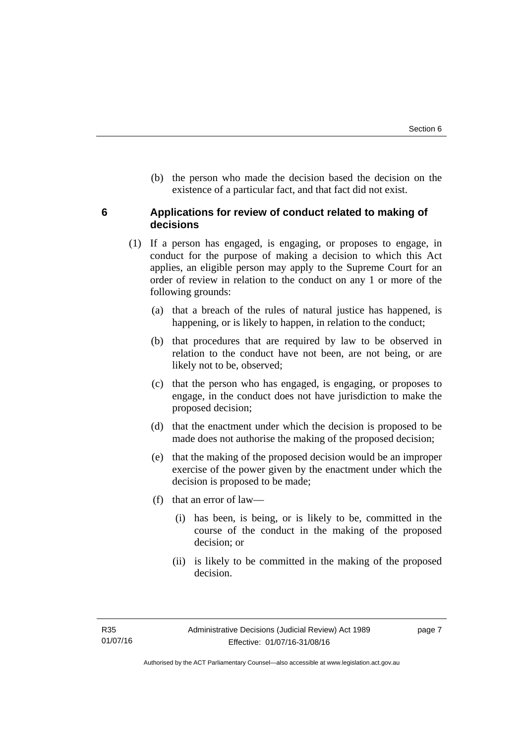(b) the person who made the decision based the decision on the existence of a particular fact, and that fact did not exist.

## 6 Applications for review of conduct related to making of decisions

(1) If a person has engaged, is engaging, or proposes to engage, in conduct for the purpose of making a decision to which this Act applies, an eligible person may apply to the Supreme Court for an order of review in relation to the conduct on any 1 or more of the following grounds:

(a) that a breach of the rules of natural justice has happened, is happening, or is likely to happen, in relation to the conduct;

(b) that procedures that are required by law to be observed in relation to the conduct have not been, are not being, or are likely not to be, observed;

(c) that the person who has engaged, is engaging, or proposes to engage, in the conduct does not have jurisdiction to make the proposed decision;

(d) that the enactment under which the decision is proposed to be made does not authorise the making of the proposed decision;

(e) that the making of the proposed decision would be an improper exercise of the power given by the enactment under which the decision is proposed to be made;

(f) that an error of law—

(i) has been, is being, or is likely to be, committed in the course of the conduct in the making of the proposed decision; or

(ii) is likely to be committed in the making of the proposed decision.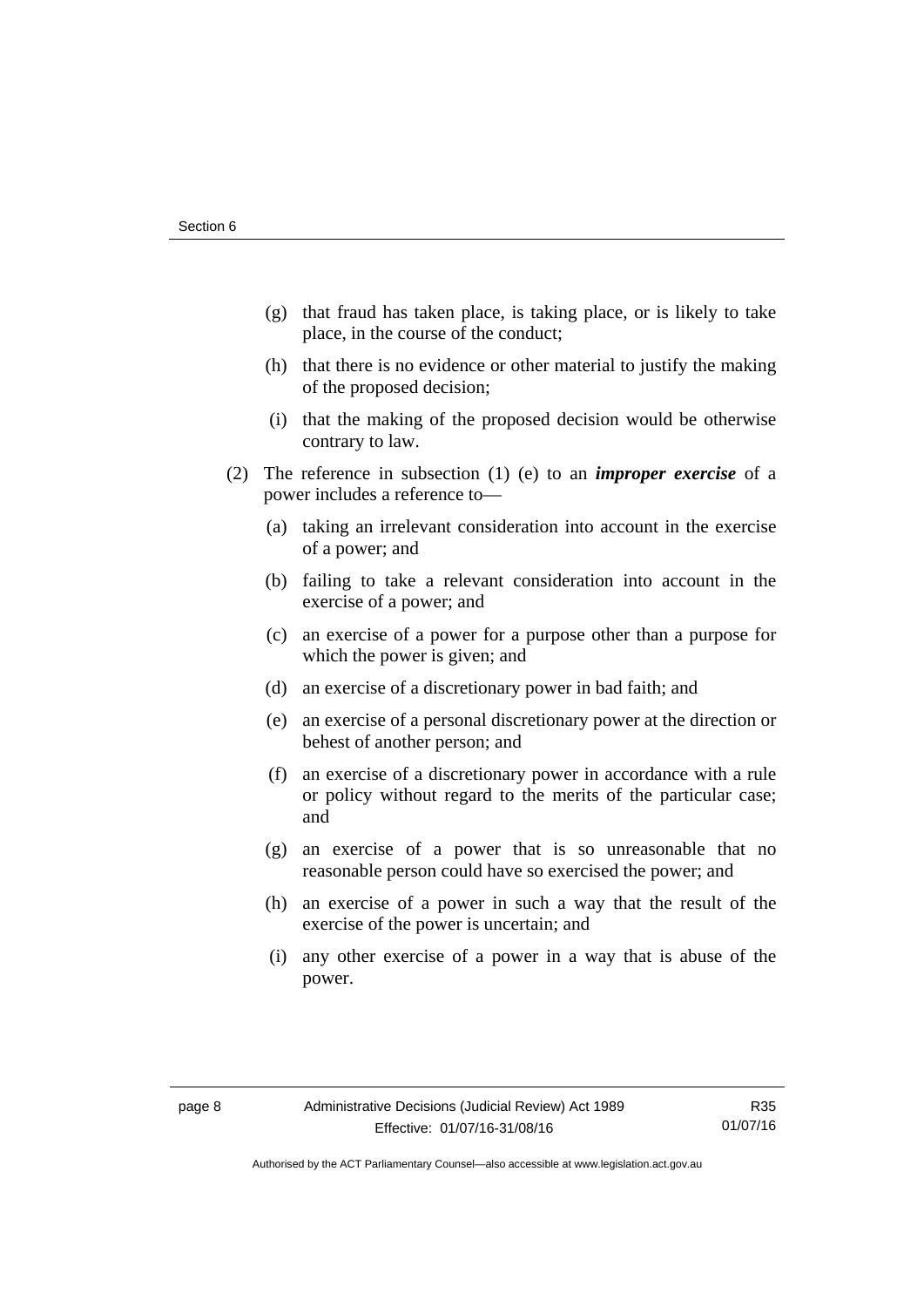(g) that fraud has taken place, is taking place, or is likely to take place, in the course of the conduct;

(h) that there is no evidence or other material to justify the making of the proposed decision;

(i) that the making of the proposed decision would be otherwise contrary to law.

(2) The reference in subsection (1) (e) to an ***improper exercise*** of a power includes a reference to—

(a) taking an irrelevant consideration into account in the exercise of a power; and

(b) failing to take a relevant consideration into account in the exercise of a power; and

(c) an exercise of a power for a purpose other than a purpose for which the power is given; and

(d) an exercise of a discretionary power in bad faith; and

(e) an exercise of a personal discretionary power at the direction or behest of another person; and

(f) an exercise of a discretionary power in accordance with a rule or policy without regard to the merits of the particular case; and

(g) an exercise of a power that is so unreasonable that no reasonable person could have so exercised the power; and

(h) an exercise of a power in such a way that the result of the exercise of the power is uncertain; and

(i) any other exercise of a power in a way that is abuse of the power.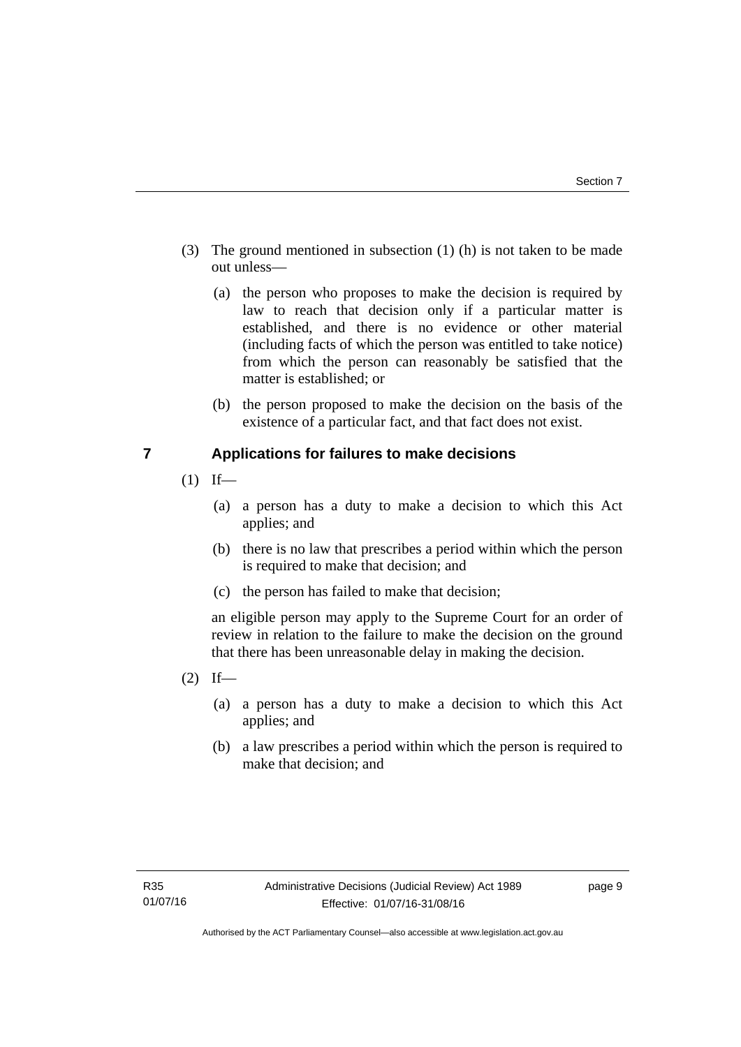(3) The ground mentioned in subsection (1) (h) is not taken to be made out unless—

(a) the person who proposes to make the decision is required by law to reach that decision only if a particular matter is established, and there is no evidence or other material (including facts of which the person was entitled to take notice) from which the person can reasonably be satisfied that the matter is established; or

(b) the person proposed to make the decision on the basis of the existence of a particular fact, and that fact does not exist.

## 7 Applications for failures to make decisions

(1) If—

(a) a person has a duty to make a decision to which this Act applies; and

(b) there is no law that prescribes a period within which the person is required to make that decision; and

(c) the person has failed to make that decision;

an eligible person may apply to the Supreme Court for an order of review in relation to the failure to make the decision on the ground that there has been unreasonable delay in making the decision.

(2) If—

(a) a person has a duty to make a decision to which this Act applies; and

(b) a law prescribes a period within which the person is required to make that decision; and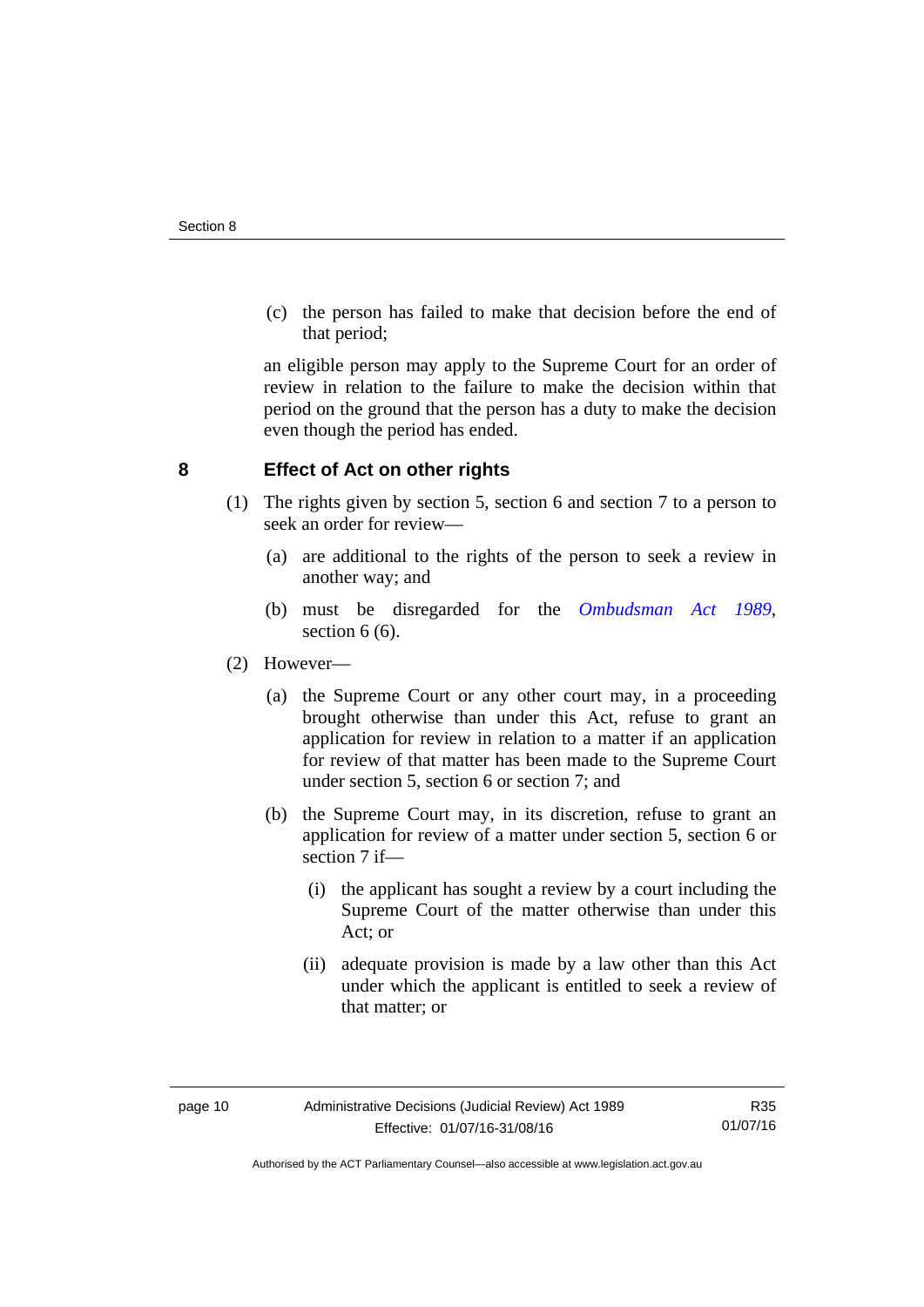(c) the person has failed to make that decision before the end of that period;

an eligible person may apply to the Supreme Court for an order of review in relation to the failure to make the decision within that period on the ground that the person has a duty to make the decision even though the period has ended.

## 8 Effect of Act on other rights

(1) The rights given by section 5, section 6 and section 7 to a person to seek an order for review—

(a) are additional to the rights of the person to seek a review in another way; and

(b) must be disregarded for the *Ombudsman Act 1989*, section 6 (6).

(2) However—

(a) the Supreme Court or any other court may, in a proceeding brought otherwise than under this Act, refuse to grant an application for review in relation to a matter if an application for review of that matter has been made to the Supreme Court under section 5, section 6 or section 7; and

(b) the Supreme Court may, in its discretion, refuse to grant an application for review of a matter under section 5, section 6 or section 7 if—

(i) the applicant has sought a review by a court including the Supreme Court of the matter otherwise than under this Act; or

(ii) adequate provision is made by a law other than this Act under which the applicant is entitled to seek a review of that matter; or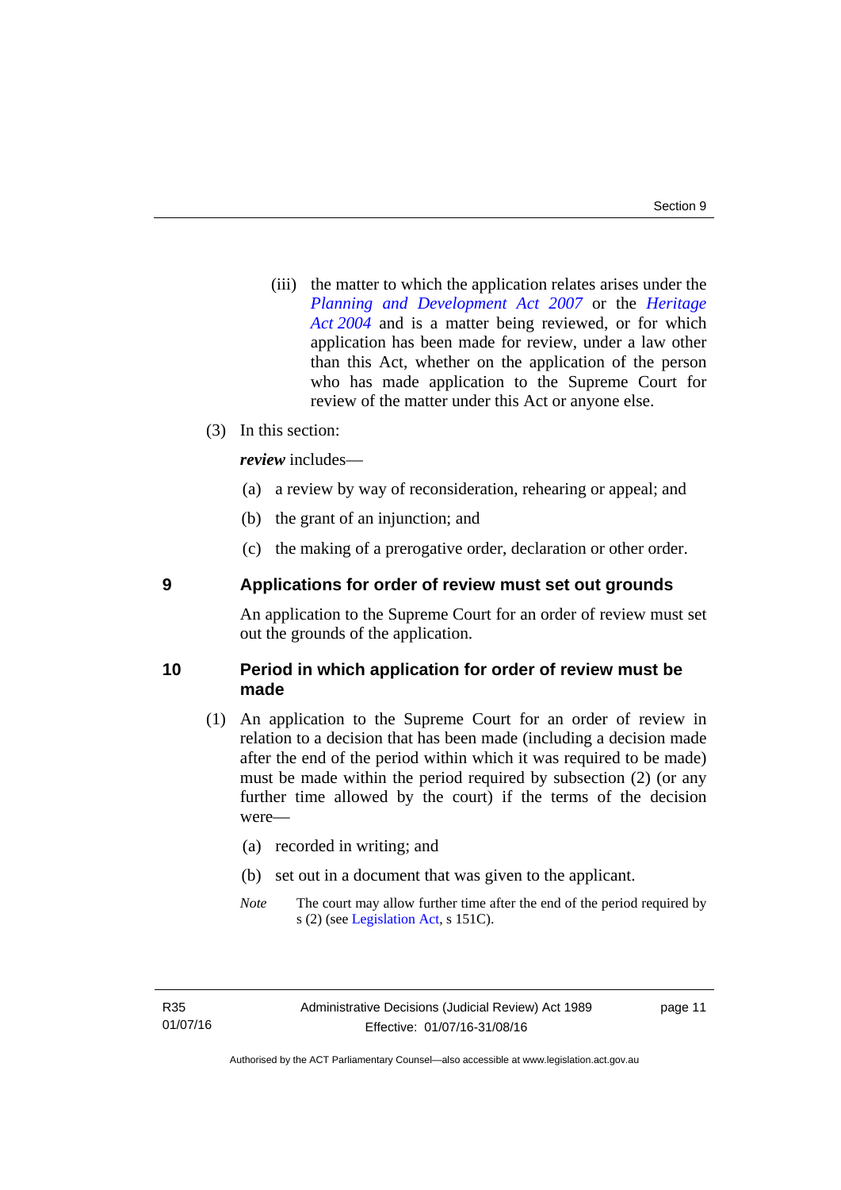(iii) the matter to which the application relates arises under the *Planning and Development Act 2007* or the *Heritage Act 2004* and is a matter being reviewed, or for which application has been made for review, under a law other than this Act, whether on the application of the person who has made application to the Supreme Court for review of the matter under this Act or anyone else.

(3) In this section:

***review*** includes—

(a) a review by way of reconsideration, rehearing or appeal; and

(b) the grant of an injunction; and

(c) the making of a prerogative order, declaration or other order.

## 9 Applications for order of review must set out grounds

An application to the Supreme Court for an order of review must set out the grounds of the application.

## 10 Period in which application for order of review must be made

(1) An application to the Supreme Court for an order of review in relation to a decision that has been made (including a decision made after the end of the period within which it was required to be made) must be made within the period required by subsection (2) (or any further time allowed by the court) if the terms of the decision were—

(a) recorded in writing; and

(b) set out in a document that was given to the applicant.

*Note* The court may allow further time after the end of the period required by s (2) (see Legislation Act, s 151C).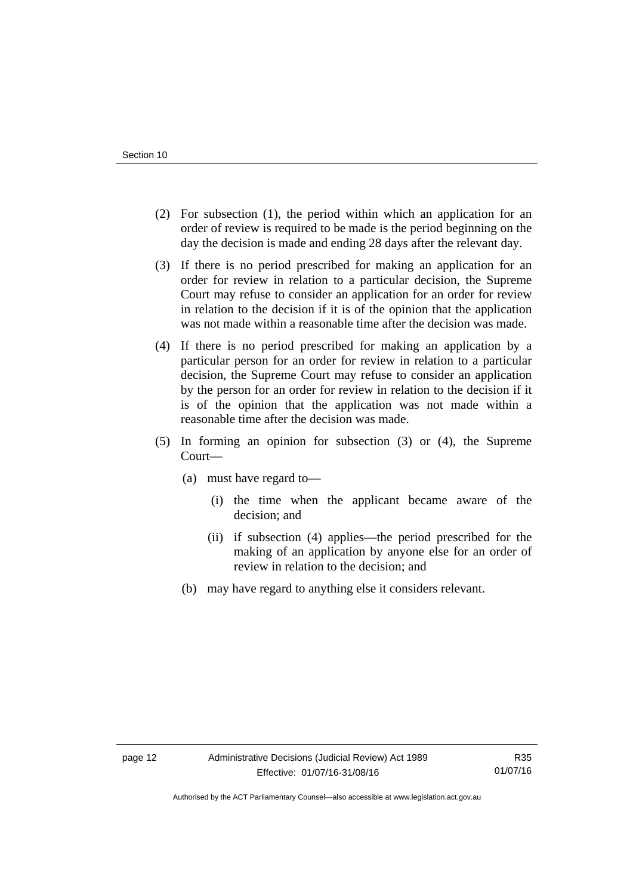(2) For subsection (1), the period within which an application for an order of review is required to be made is the period beginning on the day the decision is made and ending 28 days after the relevant day.

(3) If there is no period prescribed for making an application for an order for review in relation to a particular decision, the Supreme Court may refuse to consider an application for an order for review in relation to the decision if it is of the opinion that the application was not made within a reasonable time after the decision was made.

(4) If there is no period prescribed for making an application by a particular person for an order for review in relation to a particular decision, the Supreme Court may refuse to consider an application by the person for an order for review in relation to the decision if it is of the opinion that the application was not made within a reasonable time after the decision was made.

(5) In forming an opinion for subsection (3) or (4), the Supreme Court—

(a) must have regard to—

(i) the time when the applicant became aware of the decision; and

(ii) if subsection (4) applies—the period prescribed for the making of an application by anyone else for an order of review in relation to the decision; and

(b) may have regard to anything else it considers relevant.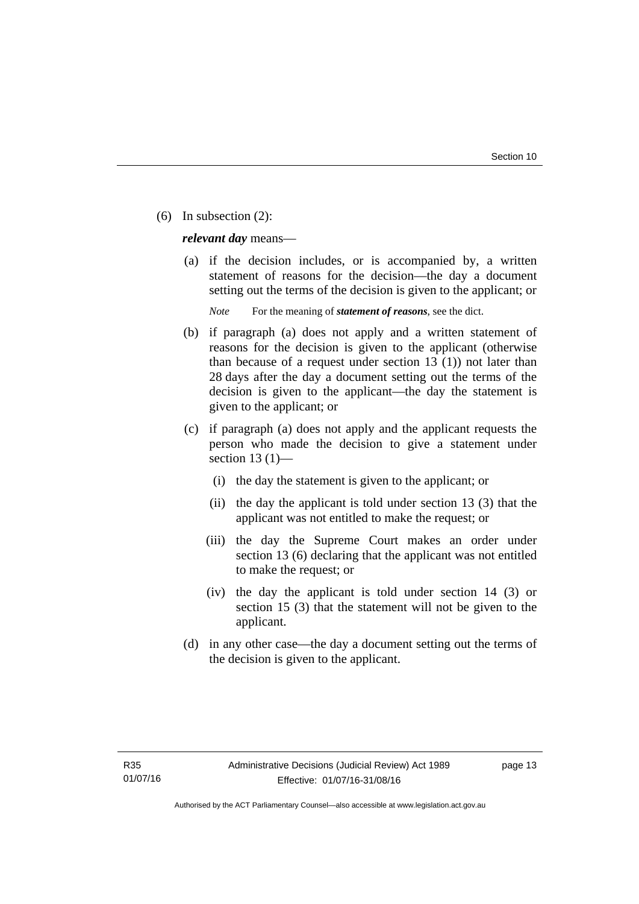(6) In subsection (2):

***relevant day*** means—

(a) if the decision includes, or is accompanied by, a written statement of reasons for the decision—the day a document setting out the terms of the decision is given to the applicant; or

*Note* For the meaning of ***statement of reasons***, see the dict.

(b) if paragraph (a) does not apply and a written statement of reasons for the decision is given to the applicant (otherwise than because of a request under section 13 (1)) not later than 28 days after the day a document setting out the terms of the decision is given to the applicant—the day the statement is given to the applicant; or

(c) if paragraph (a) does not apply and the applicant requests the person who made the decision to give a statement under section 13 (1)—

(i) the day the statement is given to the applicant; or

(ii) the day the applicant is told under section 13 (3) that the applicant was not entitled to make the request; or

(iii) the day the Supreme Court makes an order under section 13 (6) declaring that the applicant was not entitled to make the request; or

(iv) the day the applicant is told under section 14 (3) or section 15 (3) that the statement will not be given to the applicant.

(d) in any other case—the day a document setting out the terms of the decision is given to the applicant.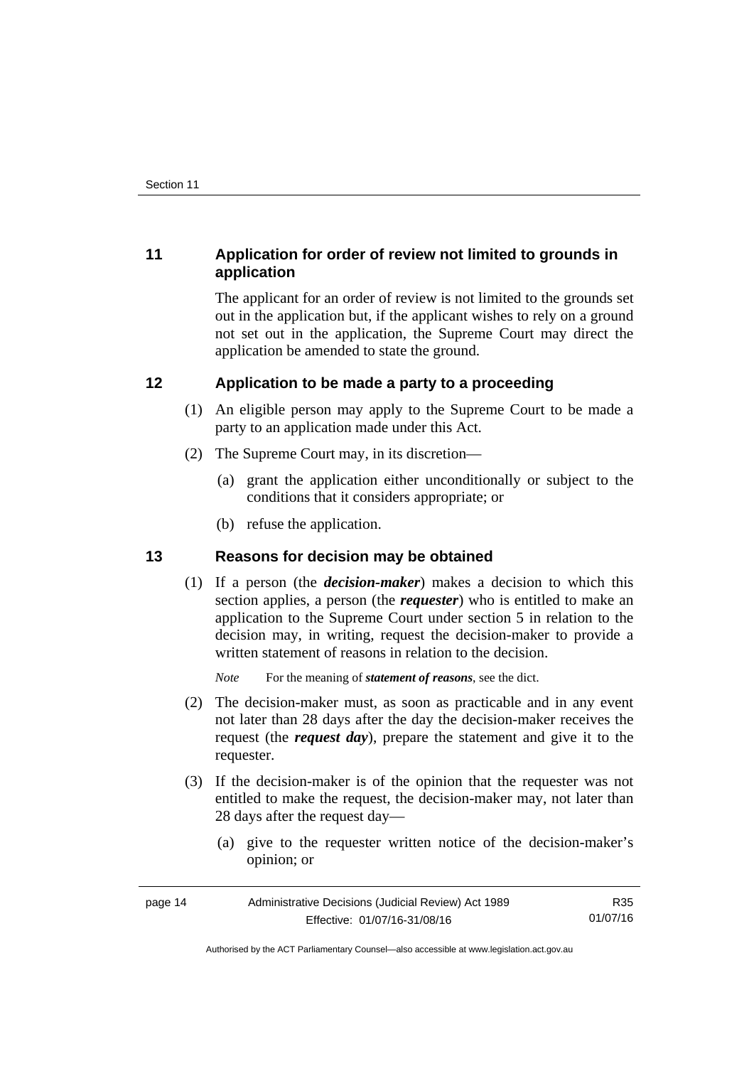## 11 Application for order of review not limited to grounds in application

The applicant for an order of review is not limited to the grounds set out in the application but, if the applicant wishes to rely on a ground not set out in the application, the Supreme Court may direct the application be amended to state the ground.

## 12 Application to be made a party to a proceeding

(1) An eligible person may apply to the Supreme Court to be made a party to an application made under this Act.

(2) The Supreme Court may, in its discretion—

  (a) grant the application either unconditionally or subject to the conditions that it considers appropriate; or

  (b) refuse the application.

## 13 Reasons for decision may be obtained

(1) If a person (the ***decision-maker***) makes a decision to which this section applies, a person (the ***requester***) who is entitled to make an application to the Supreme Court under section 5 in relation to the decision may, in writing, request the decision-maker to provide a written statement of reasons in relation to the decision.

*Note* For the meaning of ***statement of reasons***, see the dict.

(2) The decision-maker must, as soon as practicable and in any event not later than 28 days after the day the decision-maker receives the request (the ***request day***), prepare the statement and give it to the requester.

(3) If the decision-maker is of the opinion that the requester was not entitled to make the request, the decision-maker may, not later than 28 days after the request day—

  (a) give to the requester written notice of the decision-maker's opinion; or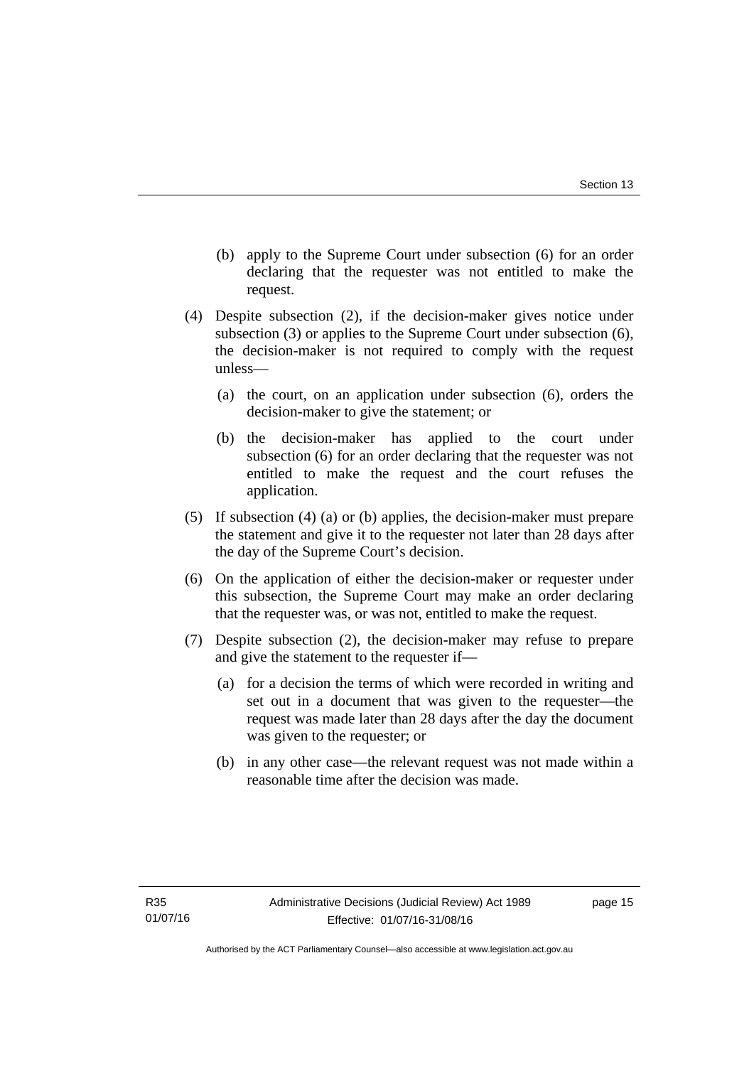(b) apply to the Supreme Court under subsection (6) for an order declaring that the requester was not entitled to make the request.

(4) Despite subsection (2), if the decision-maker gives notice under subsection (3) or applies to the Supreme Court under subsection (6), the decision-maker is not required to comply with the request unless—

(a) the court, on an application under subsection (6), orders the decision-maker to give the statement; or

(b) the decision-maker has applied to the court under subsection (6) for an order declaring that the requester was not entitled to make the request and the court refuses the application.

(5) If subsection (4) (a) or (b) applies, the decision-maker must prepare the statement and give it to the requester not later than 28 days after the day of the Supreme Court's decision.

(6) On the application of either the decision-maker or requester under this subsection, the Supreme Court may make an order declaring that the requester was, or was not, entitled to make the request.

(7) Despite subsection (2), the decision-maker may refuse to prepare and give the statement to the requester if—

(a) for a decision the terms of which were recorded in writing and set out in a document that was given to the requester—the request was made later than 28 days after the day the document was given to the requester; or

(b) in any other case—the relevant request was not made within a reasonable time after the decision was made.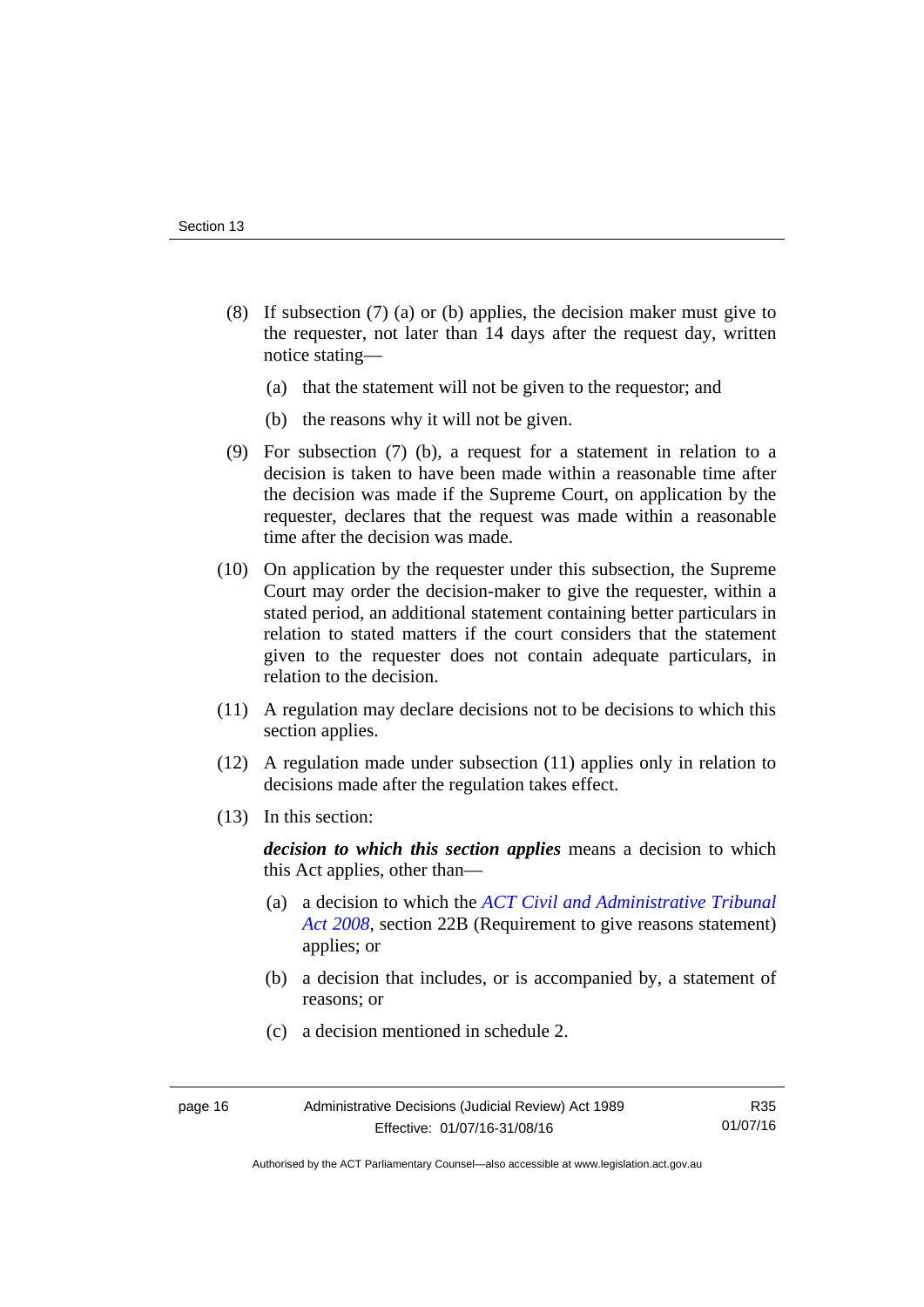(8) If subsection (7) (a) or (b) applies, the decision maker must give to the requester, not later than 14 days after the request day, written notice stating—

(a) that the statement will not be given to the requestor; and

(b) the reasons why it will not be given.

(9) For subsection (7) (b), a request for a statement in relation to a decision is taken to have been made within a reasonable time after the decision was made if the Supreme Court, on application by the requester, declares that the request was made within a reasonable time after the decision was made.

(10) On application by the requester under this subsection, the Supreme Court may order the decision-maker to give the requester, within a stated period, an additional statement containing better particulars in relation to stated matters if the court considers that the statement given to the requester does not contain adequate particulars, in relation to the decision.

(11) A regulation may declare decisions not to be decisions to which this section applies.

(12) A regulation made under subsection (11) applies only in relation to decisions made after the regulation takes effect.

(13) In this section:

***decision to which this section applies*** means a decision to which this Act applies, other than—

(a) a decision to which the *ACT Civil and Administrative Tribunal Act 2008*, section 22B (Requirement to give reasons statement) applies; or

(b) a decision that includes, or is accompanied by, a statement of reasons; or

(c) a decision mentioned in schedule 2.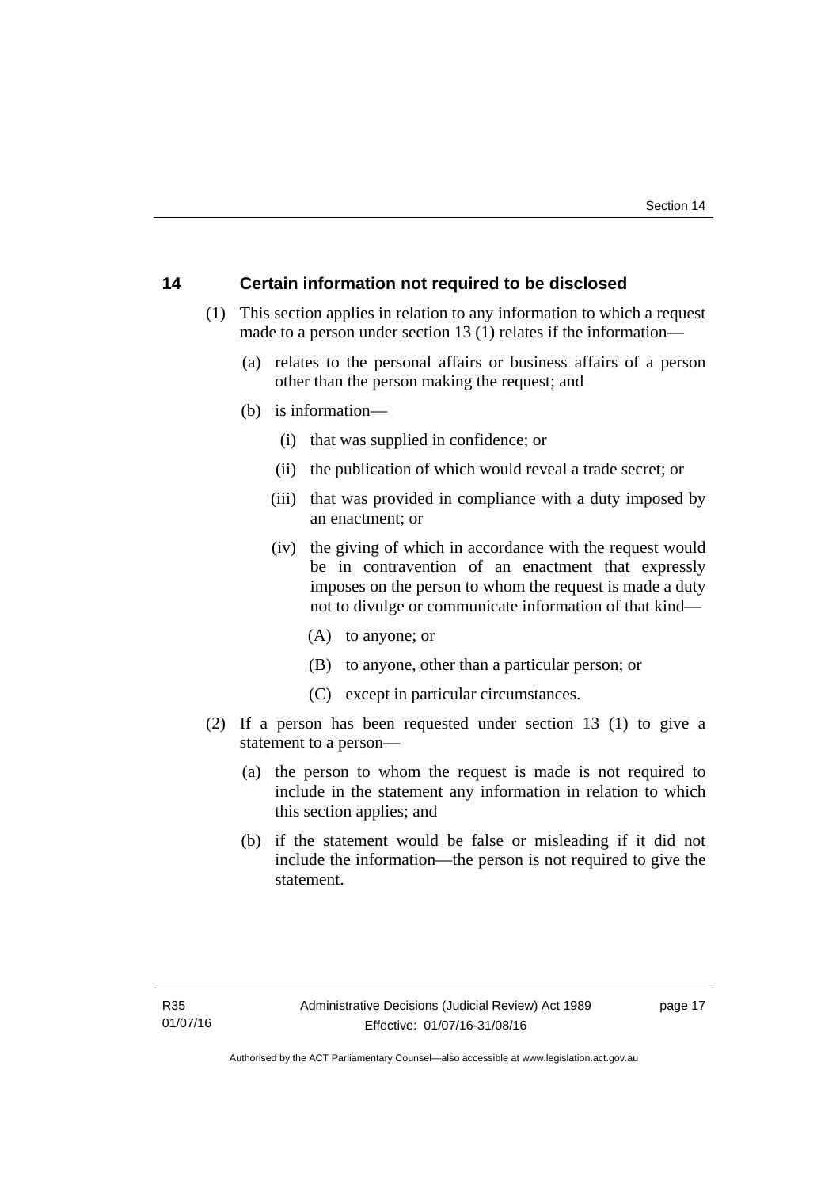## 14 Certain information not required to be disclosed

(1) This section applies in relation to any information to which a request made to a person under section 13 (1) relates if the information—

  (a) relates to the personal affairs or business affairs of a person other than the person making the request; and

  (b) is information—

    (i) that was supplied in confidence; or

    (ii) the publication of which would reveal a trade secret; or

    (iii) that was provided in compliance with a duty imposed by an enactment; or

    (iv) the giving of which in accordance with the request would be in contravention of an enactment that expressly imposes on the person to whom the request is made a duty not to divulge or communicate information of that kind—

      (A) to anyone; or

      (B) to anyone, other than a particular person; or

      (C) except in particular circumstances.

(2) If a person has been requested under section 13 (1) to give a statement to a person—

  (a) the person to whom the request is made is not required to include in the statement any information in relation to which this section applies; and

  (b) if the statement would be false or misleading if it did not include the information—the person is not required to give the statement.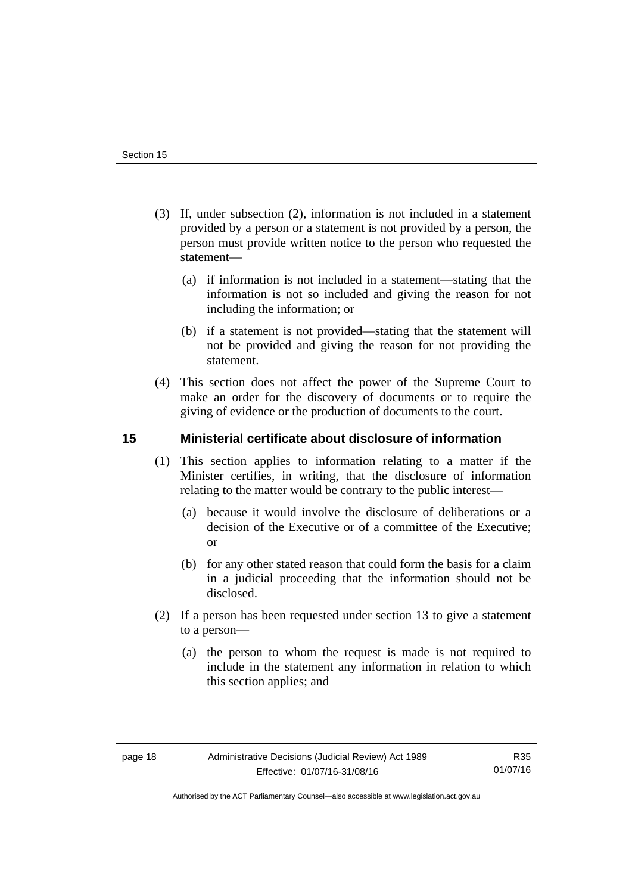(3) If, under subsection (2), information is not included in a statement provided by a person or a statement is not provided by a person, the person must provide written notice to the person who requested the statement—

(a) if information is not included in a statement—stating that the information is not so included and giving the reason for not including the information; or

(b) if a statement is not provided—stating that the statement will not be provided and giving the reason for not providing the statement.

(4) This section does not affect the power of the Supreme Court to make an order for the discovery of documents or to require the giving of evidence or the production of documents to the court.

## 15 Ministerial certificate about disclosure of information

(1) This section applies to information relating to a matter if the Minister certifies, in writing, that the disclosure of information relating to the matter would be contrary to the public interest—

(a) because it would involve the disclosure of deliberations or a decision of the Executive or of a committee of the Executive; or

(b) for any other stated reason that could form the basis for a claim in a judicial proceeding that the information should not be disclosed.

(2) If a person has been requested under section 13 to give a statement to a person—

(a) the person to whom the request is made is not required to include in the statement any information in relation to which this section applies; and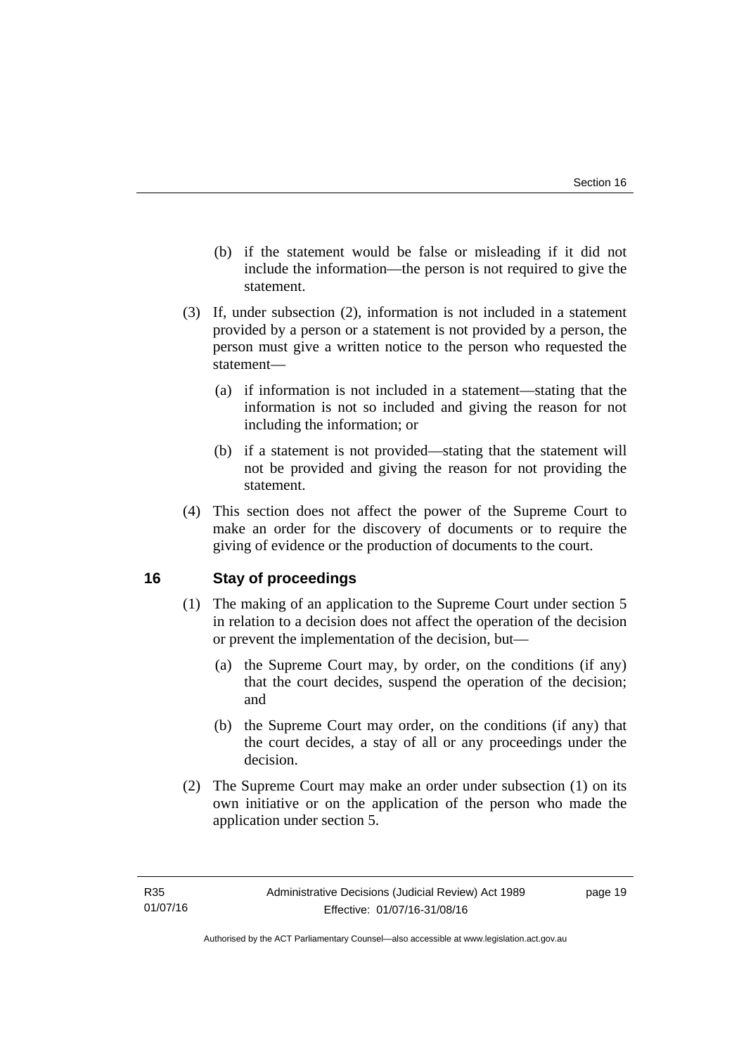(b) if the statement would be false or misleading if it did not include the information—the person is not required to give the statement.

(3) If, under subsection (2), information is not included in a statement provided by a person or a statement is not provided by a person, the person must give a written notice to the person who requested the statement—

(a) if information is not included in a statement—stating that the information is not so included and giving the reason for not including the information; or

(b) if a statement is not provided—stating that the statement will not be provided and giving the reason for not providing the statement.

(4) This section does not affect the power of the Supreme Court to make an order for the discovery of documents or to require the giving of evidence or the production of documents to the court.

## 16 Stay of proceedings

(1) The making of an application to the Supreme Court under section 5 in relation to a decision does not affect the operation of the decision or prevent the implementation of the decision, but—

(a) the Supreme Court may, by order, on the conditions (if any) that the court decides, suspend the operation of the decision; and

(b) the Supreme Court may order, on the conditions (if any) that the court decides, a stay of all or any proceedings under the decision.

(2) The Supreme Court may make an order under subsection (1) on its own initiative or on the application of the person who made the application under section 5.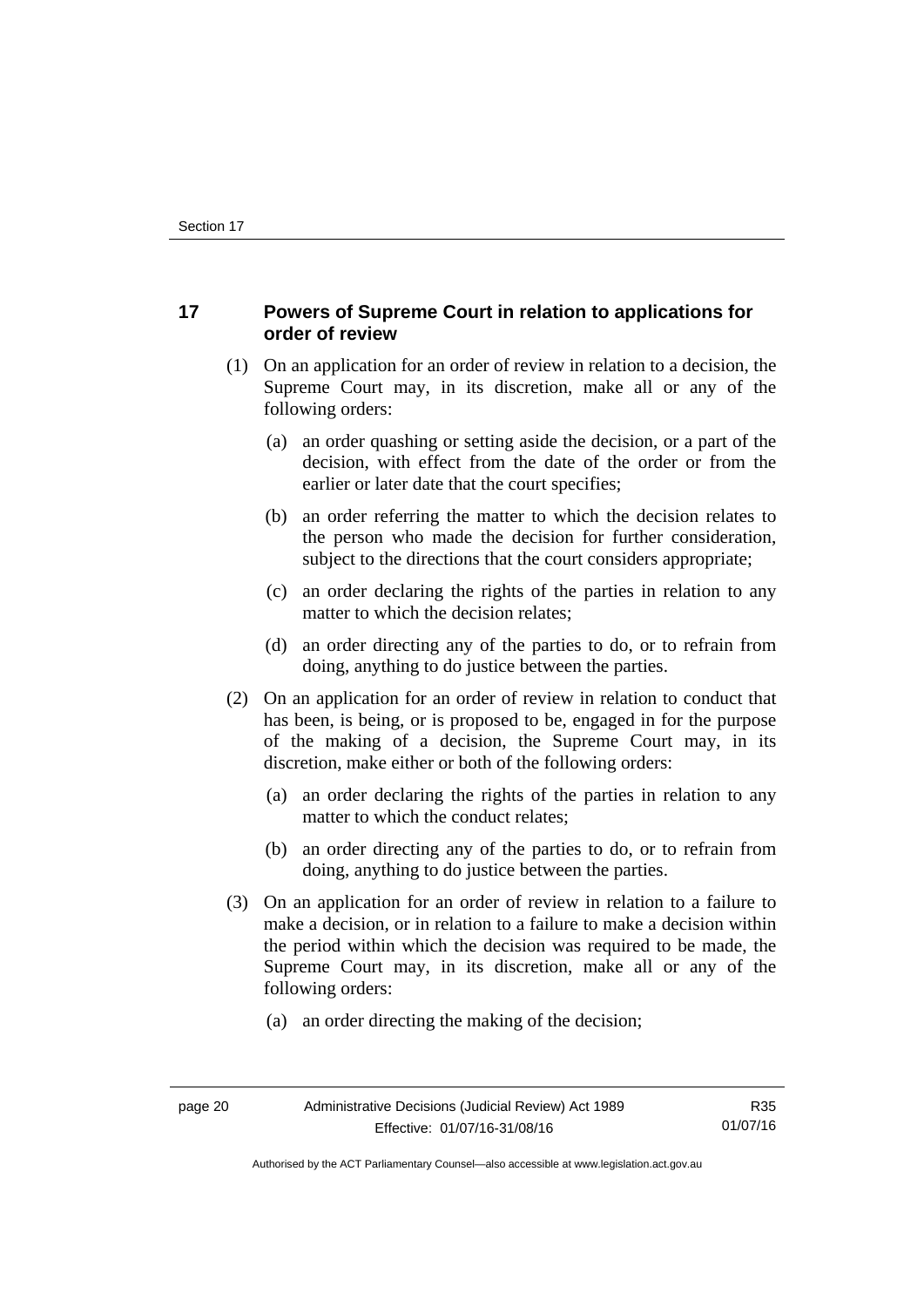## 17 Powers of Supreme Court in relation to applications for order of review

(1) On an application for an order of review in relation to a decision, the Supreme Court may, in its discretion, make all or any of the following orders:

(a) an order quashing or setting aside the decision, or a part of the decision, with effect from the date of the order or from the earlier or later date that the court specifies;

(b) an order referring the matter to which the decision relates to the person who made the decision for further consideration, subject to the directions that the court considers appropriate;

(c) an order declaring the rights of the parties in relation to any matter to which the decision relates;

(d) an order directing any of the parties to do, or to refrain from doing, anything to do justice between the parties.

(2) On an application for an order of review in relation to conduct that has been, is being, or is proposed to be, engaged in for the purpose of the making of a decision, the Supreme Court may, in its discretion, make either or both of the following orders:

(a) an order declaring the rights of the parties in relation to any matter to which the conduct relates;

(b) an order directing any of the parties to do, or to refrain from doing, anything to do justice between the parties.

(3) On an application for an order of review in relation to a failure to make a decision, or in relation to a failure to make a decision within the period within which the decision was required to be made, the Supreme Court may, in its discretion, make all or any of the following orders:

(a) an order directing the making of the decision;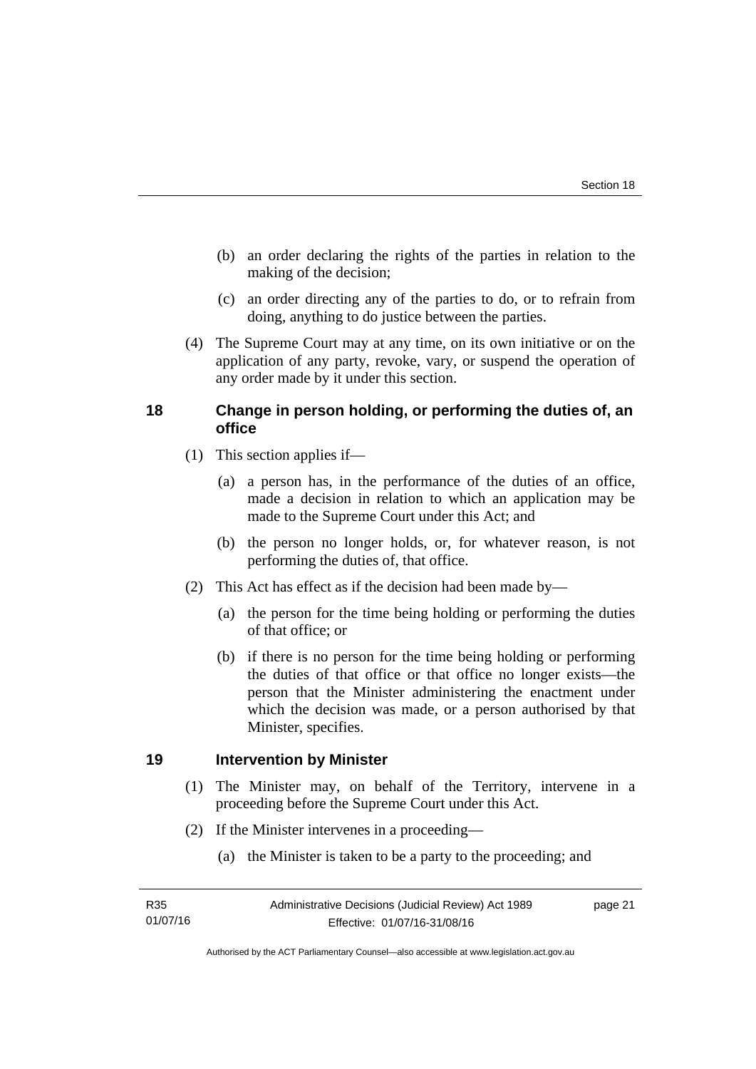(b) an order declaring the rights of the parties in relation to the making of the decision;

(c) an order directing any of the parties to do, or to refrain from doing, anything to do justice between the parties.

(4) The Supreme Court may at any time, on its own initiative or on the application of any party, revoke, vary, or suspend the operation of any order made by it under this section.

## 18 Change in person holding, or performing the duties of, an office

(1) This section applies if—

(a) a person has, in the performance of the duties of an office, made a decision in relation to which an application may be made to the Supreme Court under this Act; and

(b) the person no longer holds, or, for whatever reason, is not performing the duties of, that office.

(2) This Act has effect as if the decision had been made by—

(a) the person for the time being holding or performing the duties of that office; or

(b) if there is no person for the time being holding or performing the duties of that office or that office no longer exists—the person that the Minister administering the enactment under which the decision was made, or a person authorised by that Minister, specifies.

## 19 Intervention by Minister

(1) The Minister may, on behalf of the Territory, intervene in a proceeding before the Supreme Court under this Act.

(2) If the Minister intervenes in a proceeding—

(a) the Minister is taken to be a party to the proceeding; and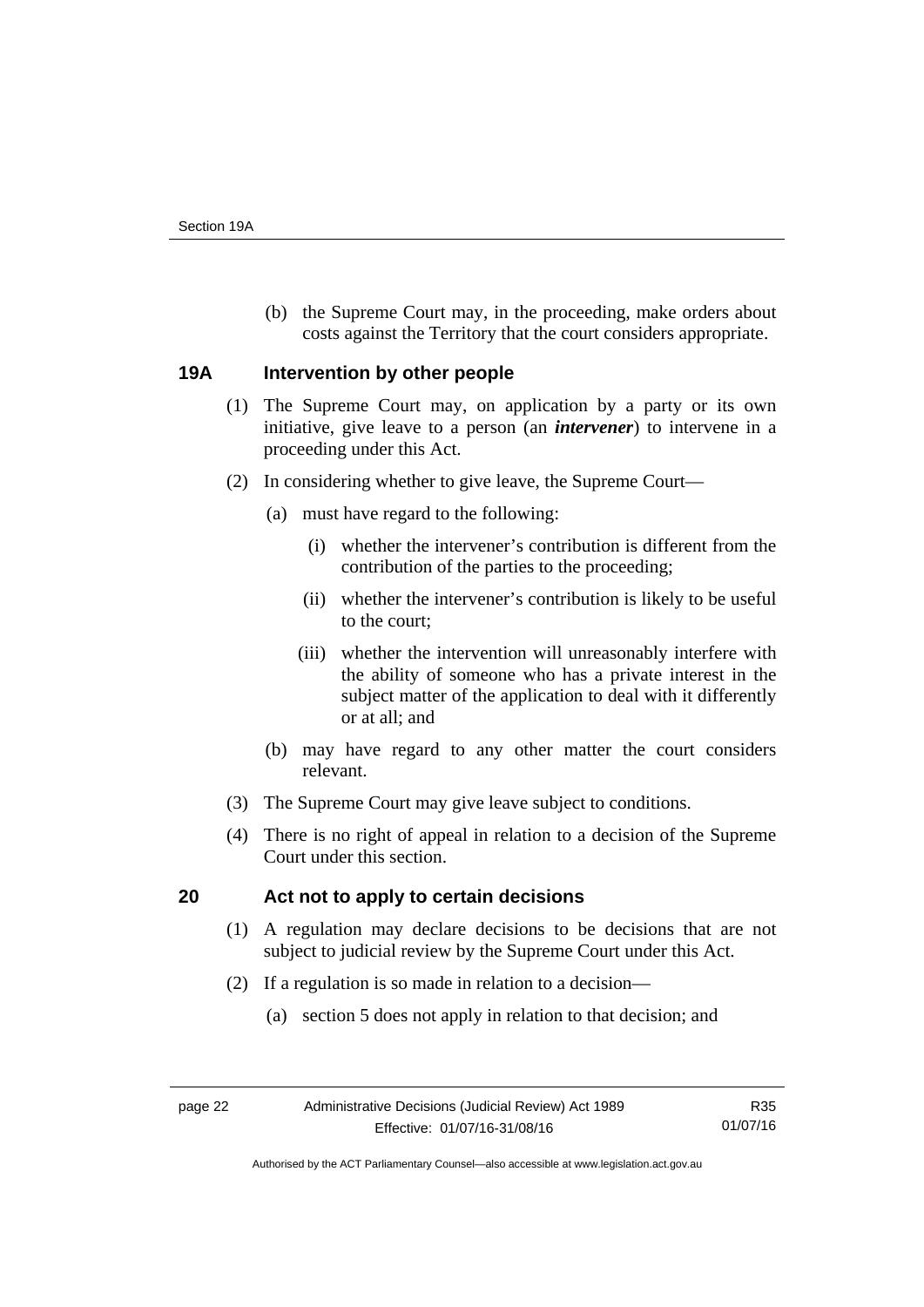(b) the Supreme Court may, in the proceeding, make orders about costs against the Territory that the court considers appropriate.

## 19A Intervention by other people

(1) The Supreme Court may, on application by a party or its own initiative, give leave to a person (an ***intervener***) to intervene in a proceeding under this Act.

(2) In considering whether to give leave, the Supreme Court—

(a) must have regard to the following:

(i) whether the intervener's contribution is different from the contribution of the parties to the proceeding;

(ii) whether the intervener's contribution is likely to be useful to the court;

(iii) whether the intervention will unreasonably interfere with the ability of someone who has a private interest in the subject matter of the application to deal with it differently or at all; and

(b) may have regard to any other matter the court considers relevant.

(3) The Supreme Court may give leave subject to conditions.

(4) There is no right of appeal in relation to a decision of the Supreme Court under this section.

## 20 Act not to apply to certain decisions

(1) A regulation may declare decisions to be decisions that are not subject to judicial review by the Supreme Court under this Act.

(2) If a regulation is so made in relation to a decision—

(a) section 5 does not apply in relation to that decision; and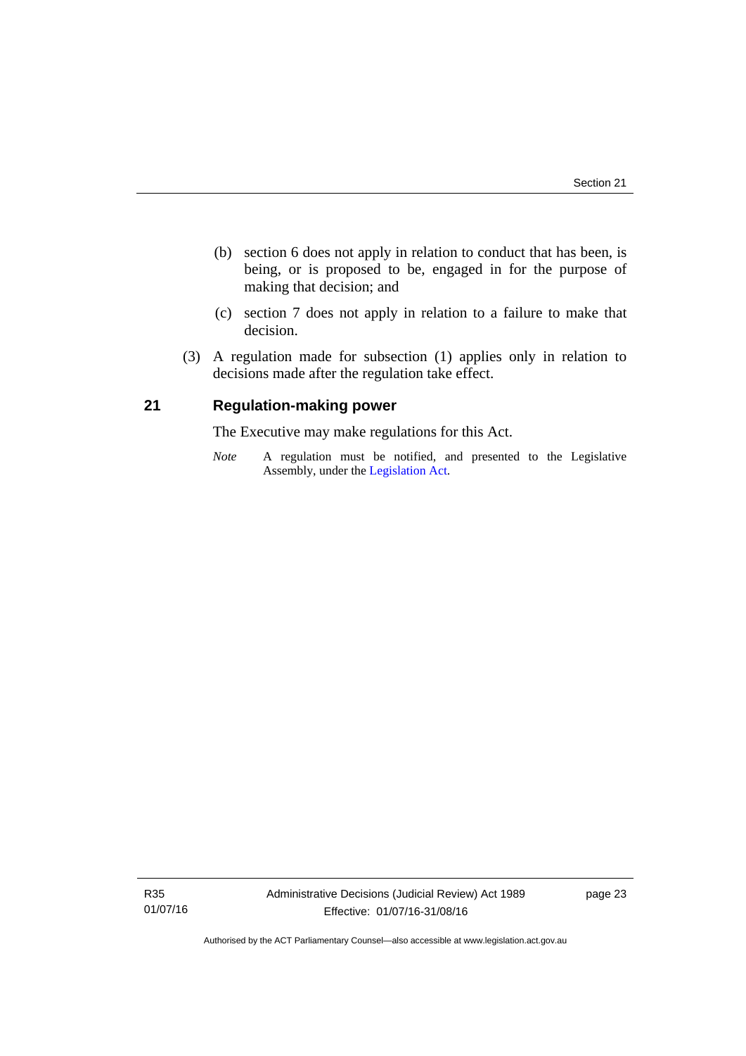(b) section 6 does not apply in relation to conduct that has been, is being, or is proposed to be, engaged in for the purpose of making that decision; and

(c) section 7 does not apply in relation to a failure to make that decision.

(3) A regulation made for subsection (1) applies only in relation to decisions made after the regulation take effect.

## 21 Regulation-making power

The Executive may make regulations for this Act.

*Note* A regulation must be notified, and presented to the Legislative Assembly, under the Legislation Act.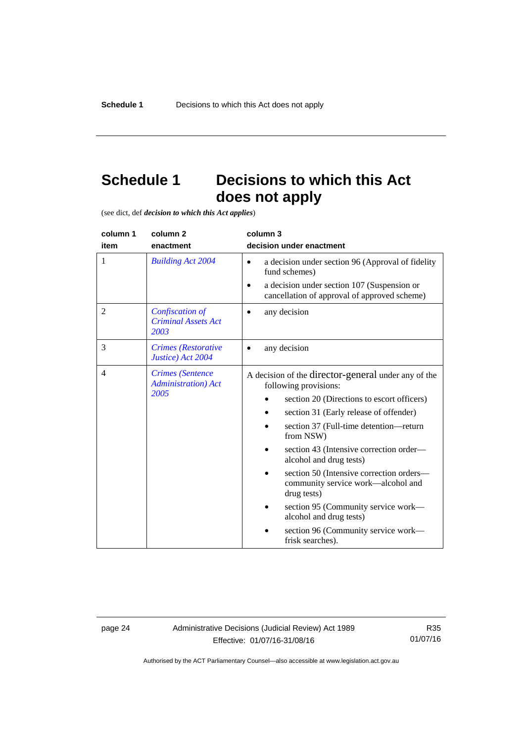# Schedule 1 Decisions to which this Act does not apply

(see dict, def ***decision to which this Act applies***)

| column 1<br>item | column 2<br>enactment | column 3<br>decision under enactment |
|---|---|---|
| 1 | *Building Act 2004* | • a decision under section 96 (Approval of fidelity fund schemes)<br>• a decision under section 107 (Suspension or cancellation of approval of approved scheme) |
| 2 | *Confiscation of Criminal Assets Act 2003* | • any decision |
| 3 | *Crimes (Restorative Justice) Act 2004* | • any decision |
| 4 | *Crimes (Sentence Administration) Act 2005* | A decision of the director-general under any of the following provisions:<br>• section 20 (Directions to escort officers)<br>• section 31 (Early release of offender)<br>• section 37 (Full-time detention—return from NSW)<br>• section 43 (Intensive correction order—alcohol and drug tests)<br>• section 50 (Intensive correction orders—community service work—alcohol and drug tests)<br>• section 95 (Community service work—alcohol and drug tests)<br>• section 96 (Community service work—frisk searches). |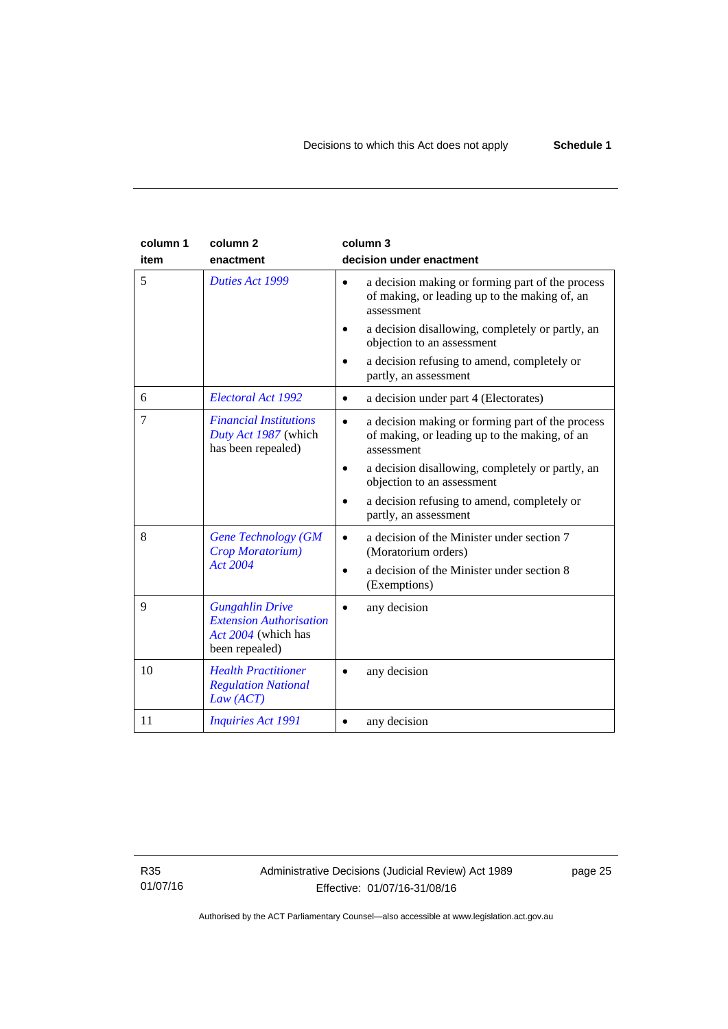| column 1 item | column 2 enactment | column 3 decision under enactment |
|---|---|---|
| 5 | *Duties Act 1999* | • a decision making or forming part of the process of making, or leading up to the making of, an assessment<br>• a decision disallowing, completely or partly, an objection to an assessment<br>• a decision refusing to amend, completely or partly, an assessment |
| 6 | *Electoral Act 1992* | • a decision under part 4 (Electorates) |
| 7 | *Financial Institutions Duty Act 1987* (which has been repealed) | • a decision making or forming part of the process of making, or leading up to the making, of an assessment<br>• a decision disallowing, completely or partly, an objection to an assessment<br>• a decision refusing to amend, completely or partly, an assessment |
| 8 | *Gene Technology (GM Crop Moratorium) Act 2004* | • a decision of the Minister under section 7 (Moratorium orders)<br>• a decision of the Minister under section 8 (Exemptions) |
| 9 | *Gungahlin Drive Extension Authorisation Act 2004* (which has been repealed) | • any decision |
| 10 | *Health Practitioner Regulation National Law (ACT)* | • any decision |
| 11 | *Inquiries Act 1991* | • any decision |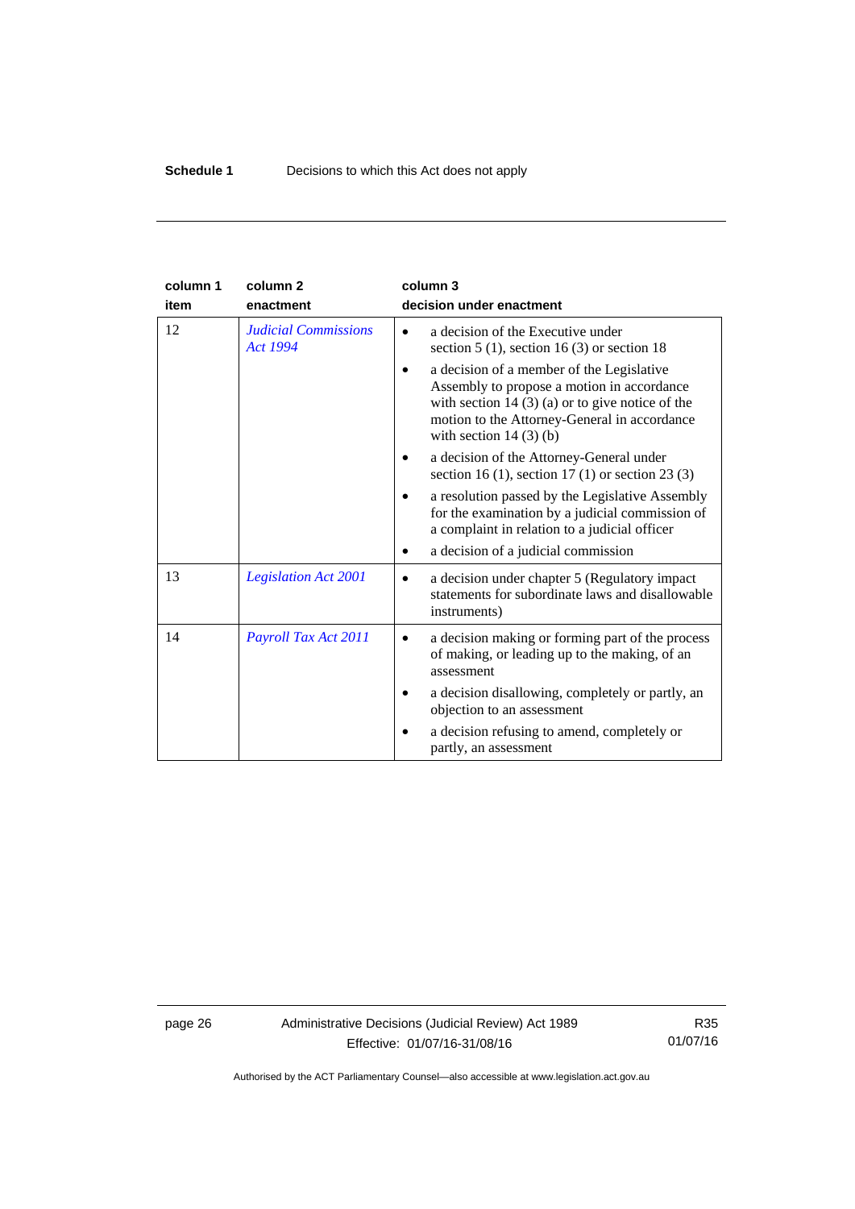| column 1 item | column 2 enactment | column 3 decision under enactment |
|---|---|---|
| 12 | *Judicial Commissions Act 1994* | • a decision of the Executive under section 5 (1), section 16 (3) or section 18<br>• a decision of a member of the Legislative Assembly to propose a motion in accordance with section 14 (3) (a) or to give notice of the motion to the Attorney-General in accordance with section 14 (3) (b)<br>• a decision of the Attorney-General under section 16 (1), section 17 (1) or section 23 (3)<br>• a resolution passed by the Legislative Assembly for the examination by a judicial commission of a complaint in relation to a judicial officer<br>• a decision of a judicial commission |
| 13 | *Legislation Act 2001* | • a decision under chapter 5 (Regulatory impact statements for subordinate laws and disallowable instruments) |
| 14 | *Payroll Tax Act 2011* | • a decision making or forming part of the process of making, or leading up to the making, of an assessment<br>• a decision disallowing, completely or partly, an objection to an assessment<br>• a decision refusing to amend, completely or partly, an assessment |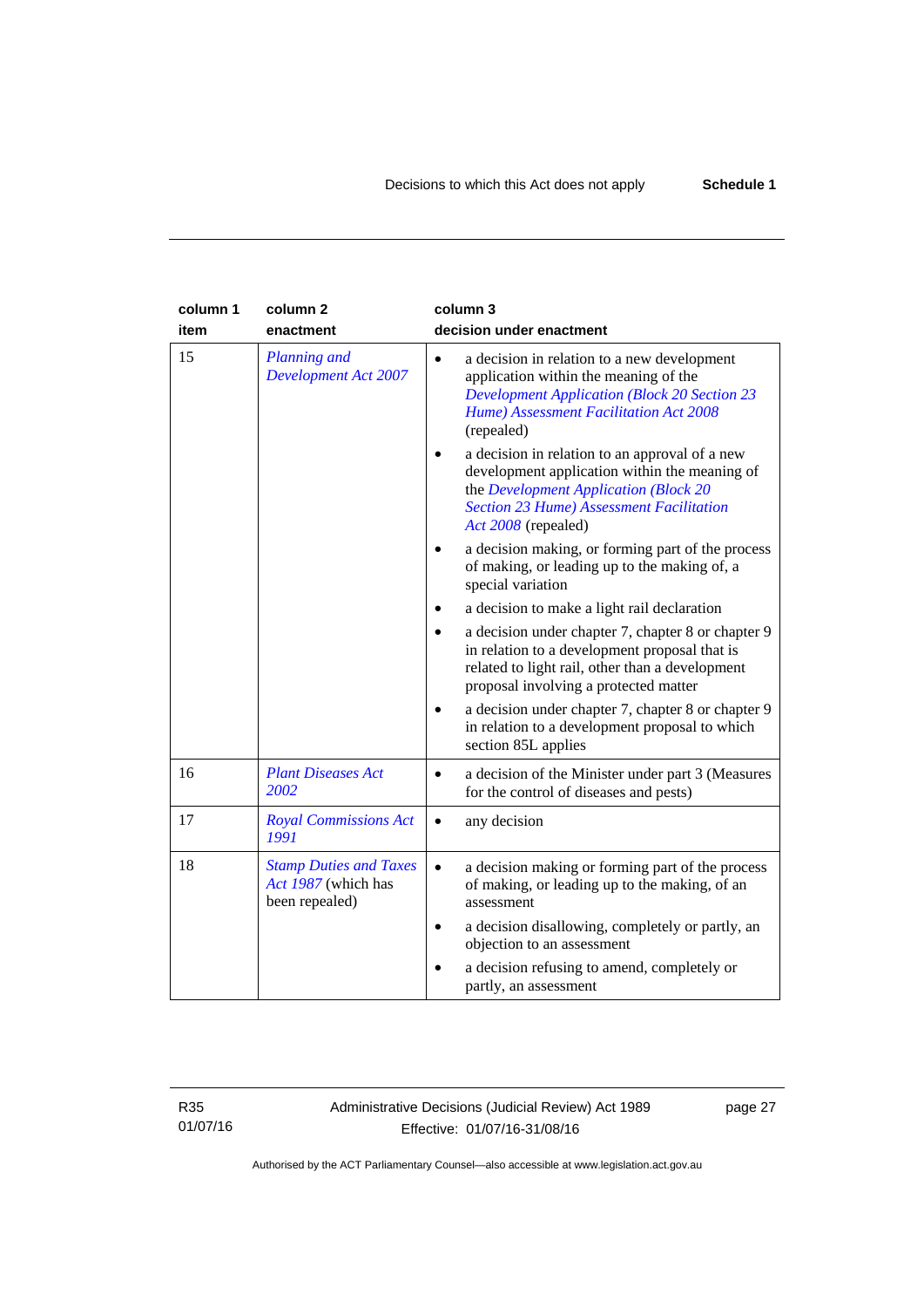| column 1 item | column 2 enactment | column 3 decision under enactment |
|---|---|---|
| 15 | *Planning and Development Act 2007* | • a decision in relation to a new development application within the meaning of the *Development Application (Block 20 Section 23 Hume) Assessment Facilitation Act 2008* (repealed)<br>• a decision in relation to an approval of a new development application within the meaning of the *Development Application (Block 20 Section 23 Hume) Assessment Facilitation Act 2008* (repealed)<br>• a decision making, or forming part of the process of making, or leading up to the making of, a special variation<br>• a decision to make a light rail declaration<br>• a decision under chapter 7, chapter 8 or chapter 9 in relation to a development proposal that is related to light rail, other than a development proposal involving a protected matter<br>• a decision under chapter 7, chapter 8 or chapter 9 in relation to a development proposal to which section 85L applies |
| 16 | *Plant Diseases Act 2002* | • a decision of the Minister under part 3 (Measures for the control of diseases and pests) |
| 17 | *Royal Commissions Act 1991* | • any decision |
| 18 | *Stamp Duties and Taxes Act 1987* (which has been repealed) | • a decision making or forming part of the process of making, or leading up to the making, of an assessment<br>• a decision disallowing, completely or partly, an objection to an assessment<br>• a decision refusing to amend, completely or partly, an assessment |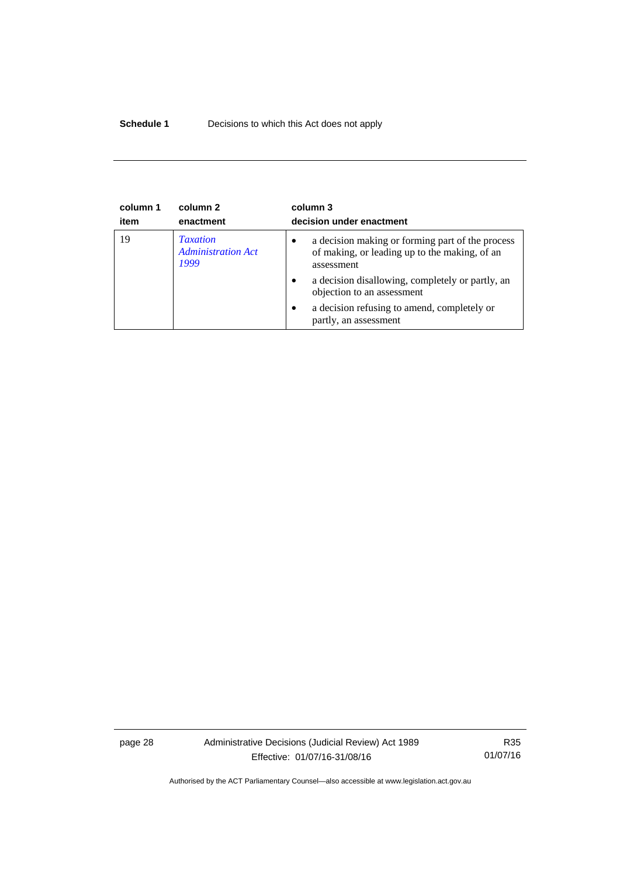| column 1<br>item | column 2<br>enactment | column 3<br>decision under enactment |
|---|---|---|
| 19 | *Taxation Administration Act 1999* | • a decision making or forming part of the process of making, or leading up to the making, of an assessment<br>• a decision disallowing, completely or partly, an objection to an assessment<br>• a decision refusing to amend, completely or partly, an assessment |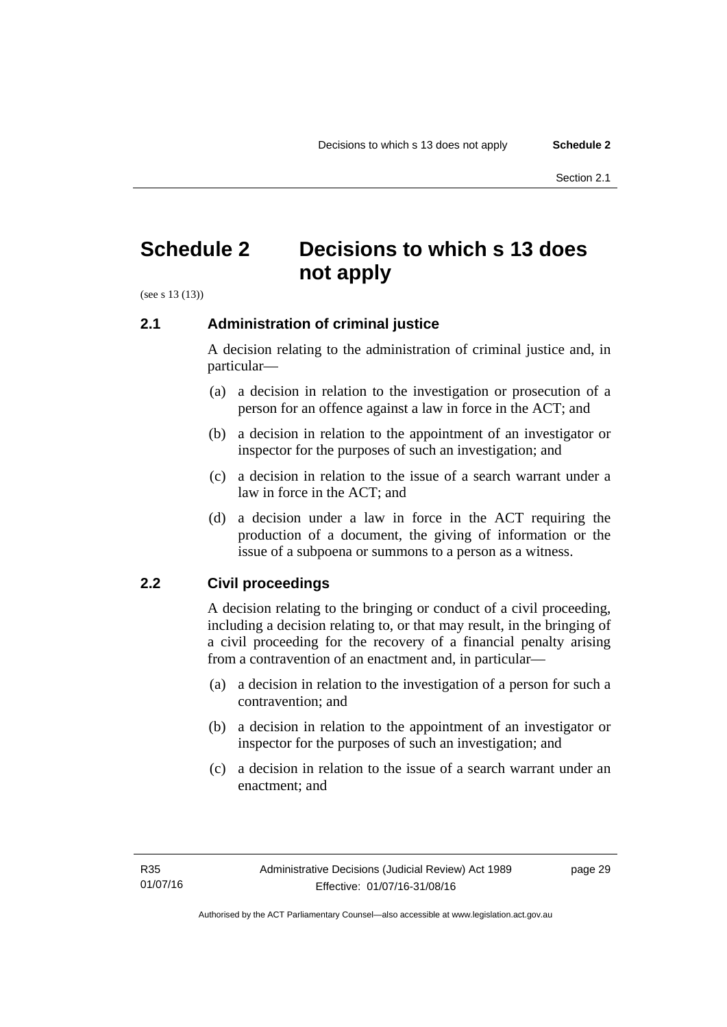# Schedule 2 Decisions to which s 13 does not apply

(see s 13 (13))

## 2.1 Administration of criminal justice

A decision relating to the administration of criminal justice and, in particular—

(a) a decision in relation to the investigation or prosecution of a person for an offence against a law in force in the ACT; and

(b) a decision in relation to the appointment of an investigator or inspector for the purposes of such an investigation; and

(c) a decision in relation to the issue of a search warrant under a law in force in the ACT; and

(d) a decision under a law in force in the ACT requiring the production of a document, the giving of information or the issue of a subpoena or summons to a person as a witness.

## 2.2 Civil proceedings

A decision relating to the bringing or conduct of a civil proceeding, including a decision relating to, or that may result, in the bringing of a civil proceeding for the recovery of a financial penalty arising from a contravention of an enactment and, in particular—

(a) a decision in relation to the investigation of a person for such a contravention; and

(b) a decision in relation to the appointment of an investigator or inspector for the purposes of such an investigation; and

(c) a decision in relation to the issue of a search warrant under an enactment; and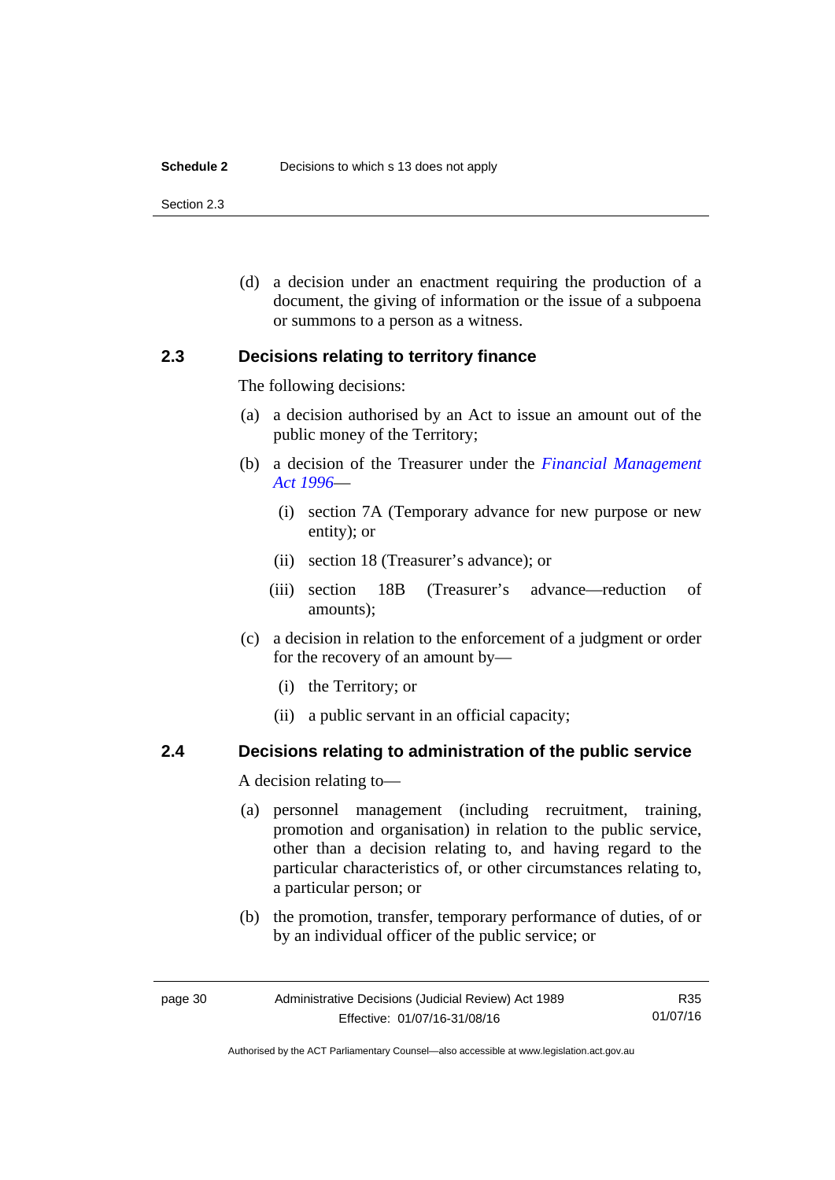(d) a decision under an enactment requiring the production of a document, the giving of information or the issue of a subpoena or summons to a person as a witness.

### 2.3 Decisions relating to territory finance

The following decisions:

(a) a decision authorised by an Act to issue an amount out of the public money of the Territory;

(b) a decision of the Treasurer under the *Financial Management Act 1996*—

  (i) section 7A (Temporary advance for new purpose or new entity); or

  (ii) section 18 (Treasurer's advance); or

  (iii) section 18B (Treasurer's advance—reduction of amounts);

(c) a decision in relation to the enforcement of a judgment or order for the recovery of an amount by—

  (i) the Territory; or

  (ii) a public servant in an official capacity;

### 2.4 Decisions relating to administration of the public service

A decision relating to—

(a) personnel management (including recruitment, training, promotion and organisation) in relation to the public service, other than a decision relating to, and having regard to the particular characteristics of, or other circumstances relating to, a particular person; or

(b) the promotion, transfer, temporary performance of duties, of or by an individual officer of the public service; or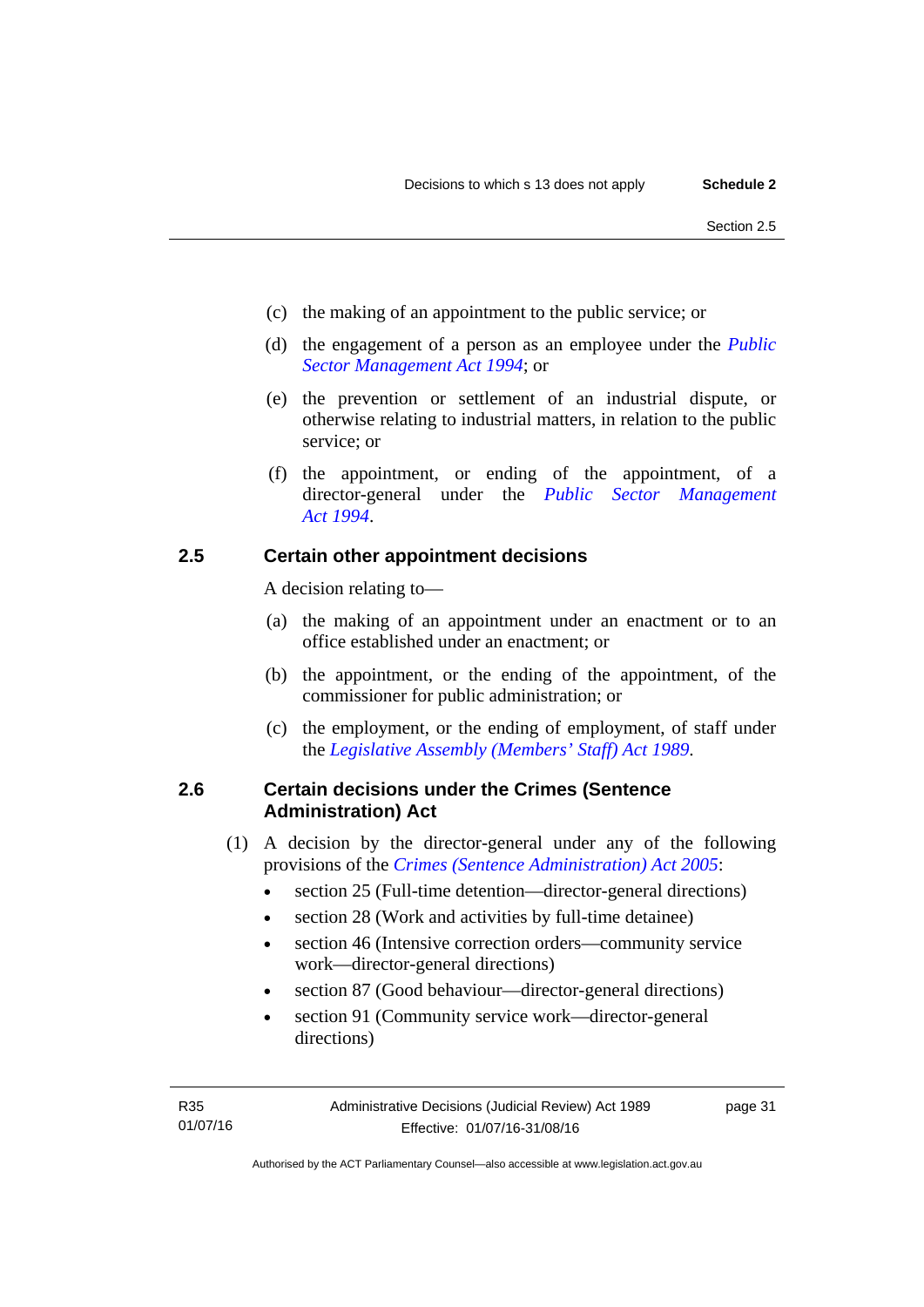(c) the making of an appointment to the public service; or

(d) the engagement of a person as an employee under the *Public Sector Management Act 1994*; or

(e) the prevention or settlement of an industrial dispute, or otherwise relating to industrial matters, in relation to the public service; or

(f) the appointment, or ending of the appointment, of a director-general under the *Public Sector Management Act 1994*.

## 2.5 Certain other appointment decisions

A decision relating to—

(a) the making of an appointment under an enactment or to an office established under an enactment; or

(b) the appointment, or the ending of the appointment, of the commissioner for public administration; or

(c) the employment, or the ending of employment, of staff under the *Legislative Assembly (Members' Staff) Act 1989*.

## 2.6 Certain decisions under the Crimes (Sentence Administration) Act

(1) A decision by the director-general under any of the following provisions of the *Crimes (Sentence Administration) Act 2005*:

- section 25 (Full-time detention—director-general directions)
- section 28 (Work and activities by full-time detainee)
- section 46 (Intensive correction orders—community service work—director-general directions)
- section 87 (Good behaviour—director-general directions)
- section 91 (Community service work—director-general directions)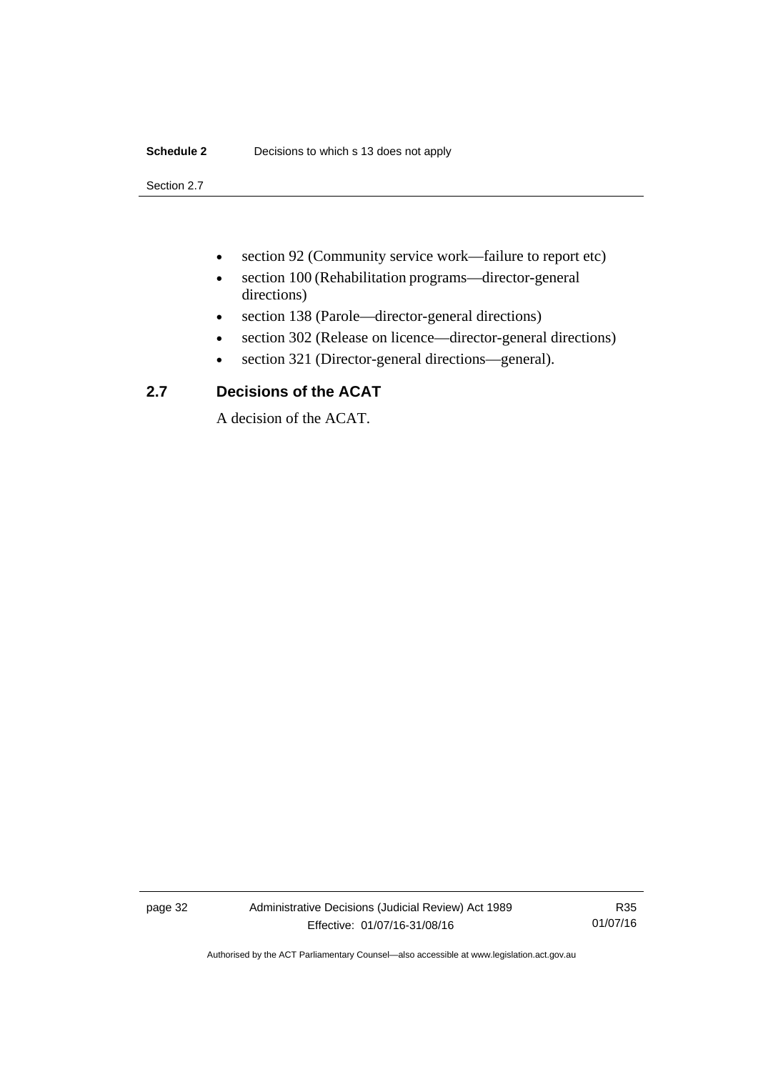- section 92 (Community service work—failure to report etc)
- section 100 (Rehabilitation programs—director-general directions)
- section 138 (Parole—director-general directions)
- section 302 (Release on licence—director-general directions)
- section 321 (Director-general directions—general).

## 2.7 Decisions of the ACAT

A decision of the ACAT.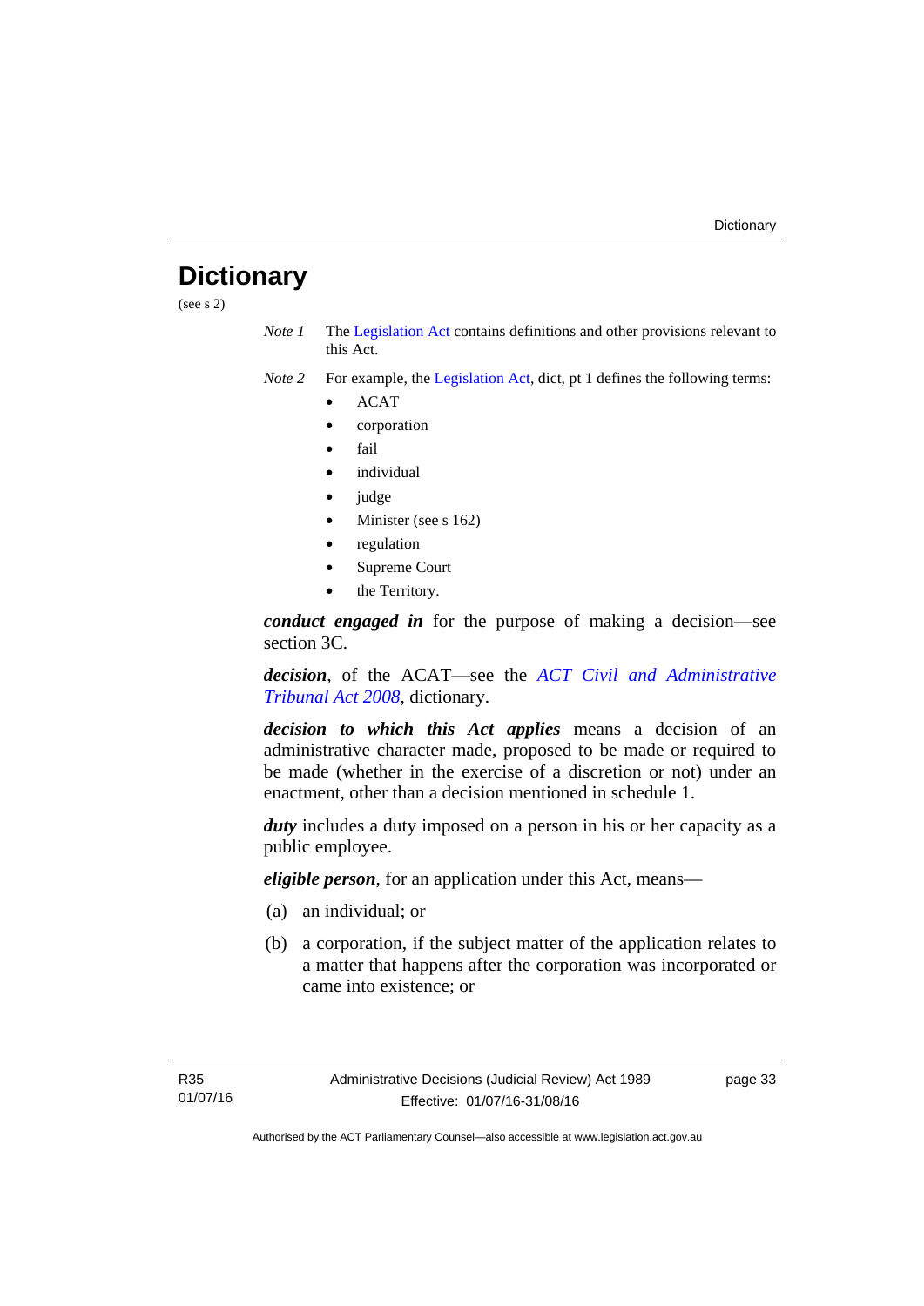# Dictionary

(see s 2)

*Note 1* The Legislation Act contains definitions and other provisions relevant to this Act.

*Note 2* For example, the Legislation Act, dict, pt 1 defines the following terms:

- ACAT
- corporation
- fail
- individual
- judge
- Minister (see s 162)
- regulation
- Supreme Court
- the Territory.

***conduct engaged in*** for the purpose of making a decision—see section 3C.

***decision***, of the ACAT—see the *ACT Civil and Administrative Tribunal Act 2008*, dictionary.

***decision to which this Act applies*** means a decision of an administrative character made, proposed to be made or required to be made (whether in the exercise of a discretion or not) under an enactment, other than a decision mentioned in schedule 1.

***duty*** includes a duty imposed on a person in his or her capacity as a public employee.

***eligible person***, for an application under this Act, means—

(a) an individual; or

(b) a corporation, if the subject matter of the application relates to a matter that happens after the corporation was incorporated or came into existence; or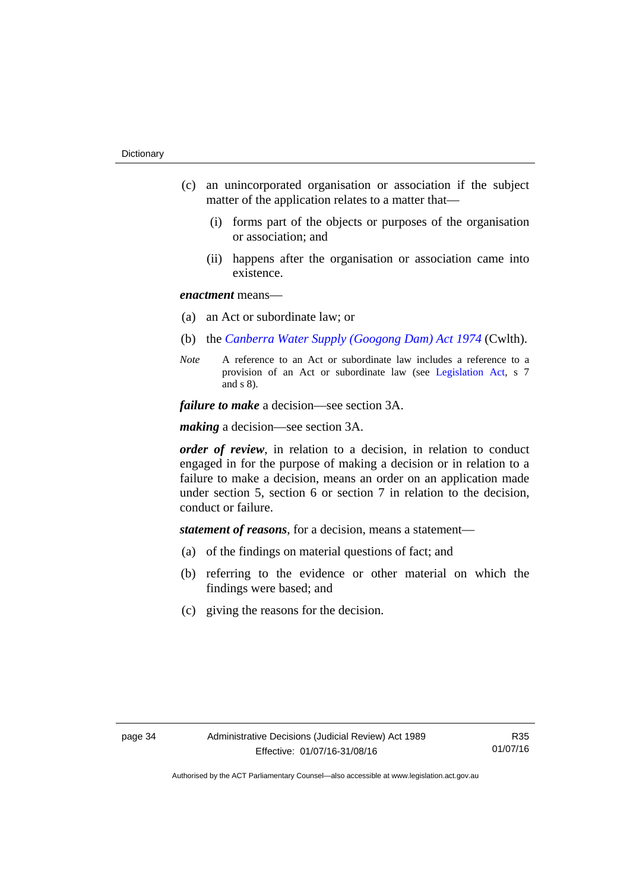(c) an unincorporated organisation or association if the subject matter of the application relates to a matter that—

(i) forms part of the objects or purposes of the organisation or association; and

(ii) happens after the organisation or association came into existence.

***enactment*** means—

(a) an Act or subordinate law; or

(b) the *Canberra Water Supply (Googong Dam) Act 1974* (Cwlth).

*Note* A reference to an Act or subordinate law includes a reference to a provision of an Act or subordinate law (see Legislation Act, s 7 and s 8).

***failure to make*** a decision—see section 3A.

***making*** a decision—see section 3A.

***order of review***, in relation to a decision, in relation to conduct engaged in for the purpose of making a decision or in relation to a failure to make a decision, means an order on an application made under section 5, section 6 or section 7 in relation to the decision, conduct or failure.

***statement of reasons***, for a decision, means a statement—

(a) of the findings on material questions of fact; and

(b) referring to the evidence or other material on which the findings were based; and

(c) giving the reasons for the decision.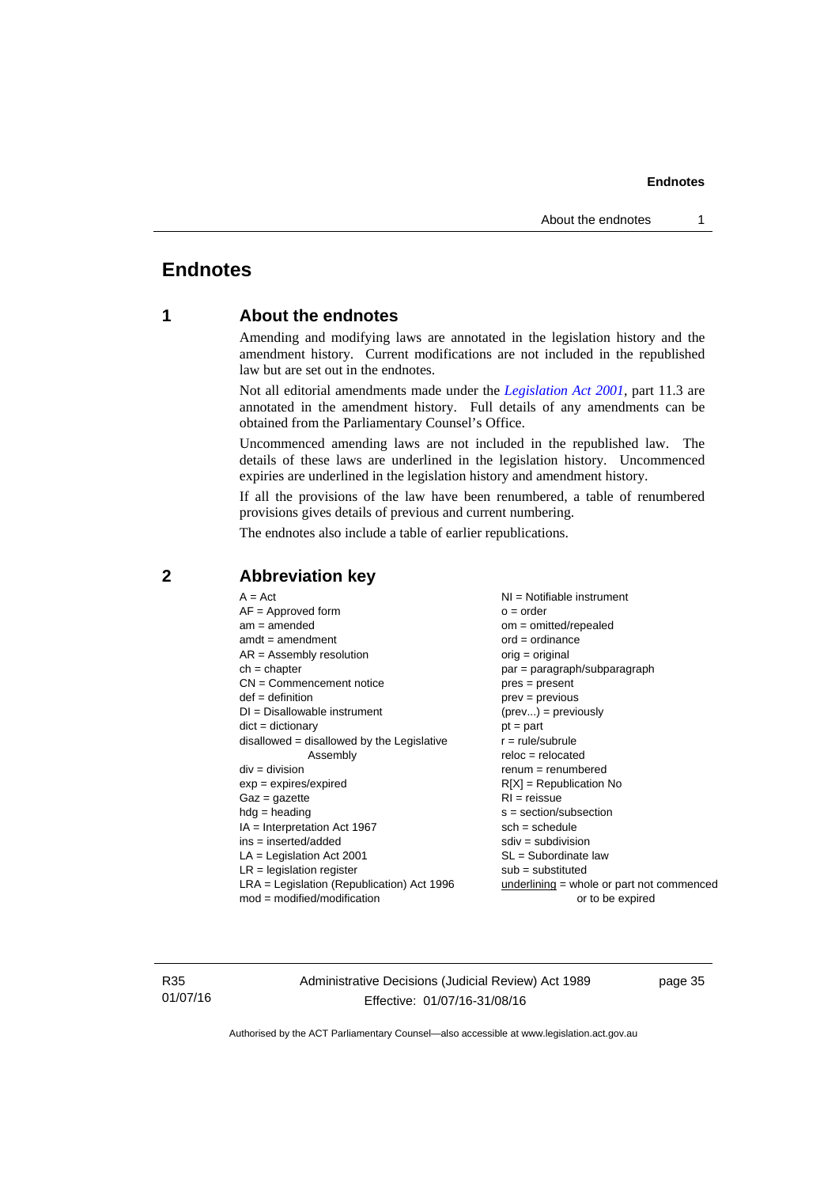# Endnotes

## 1 About the endnotes

Amending and modifying laws are annotated in the legislation history and the amendment history. Current modifications are not included in the republished law but are set out in the endnotes.

Not all editorial amendments made under the *Legislation Act 2001*, part 11.3 are annotated in the amendment history. Full details of any amendments can be obtained from the Parliamentary Counsel's Office.

Uncommenced amending laws are not included in the republished law. The details of these laws are underlined in the legislation history. Uncommenced expiries are underlined in the legislation history and amendment history.

If all the provisions of the law have been renumbered, a table of renumbered provisions gives details of previous and current numbering.

The endnotes also include a table of earlier republications.

## 2 Abbreviation key

A = Act
AF = Approved form
am = amended
amdt = amendment
AR = Assembly resolution
ch = chapter
CN = Commencement notice
def = definition
DI = Disallowable instrument
dict = dictionary
disallowed = disallowed by the Legislative Assembly
div = division
exp = expires/expired
Gaz = gazette
hdg = heading
IA = Interpretation Act 1967
ins = inserted/added
LA = Legislation Act 2001
LR = legislation register
LRA = Legislation (Republication) Act 1996
mod = modified/modification
NI = Notifiable instrument
o = order
om = omitted/repealed
ord = ordinance
orig = original
par = paragraph/subparagraph
pres = present
prev = previous
(prev...) = previously
pt = part
r = rule/subrule
reloc = relocated
renum = renumbered
R[X] = Republication No
RI = reissue
s = section/subsection
sch = schedule
sdiv = subdivision
SL = Subordinate law
sub = substituted
underlining = whole or part not commenced or to be expired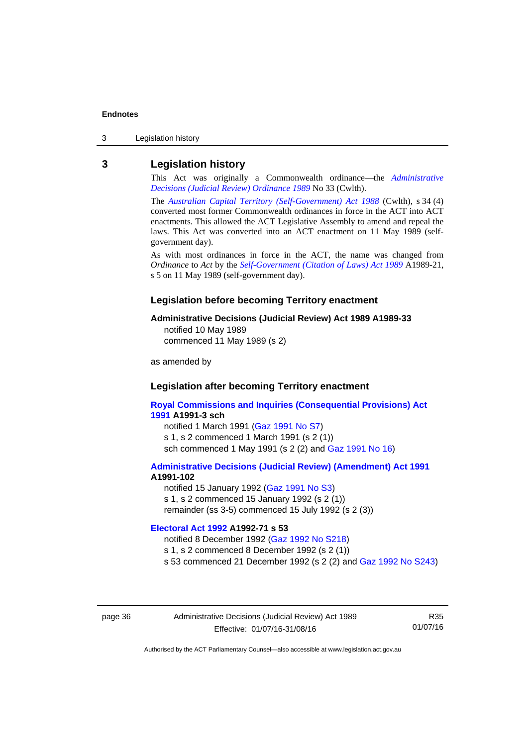## 3 Legislation history

This Act was originally a Commonwealth ordinance—the *Administrative Decisions (Judicial Review) Ordinance 1989* No 33 (Cwlth).

The *Australian Capital Territory (Self-Government) Act 1988* (Cwlth), s 34 (4) converted most former Commonwealth ordinances in force in the ACT into ACT enactments. This allowed the ACT Legislative Assembly to amend and repeal the laws. This Act was converted into an ACT enactment on 11 May 1989 (self-government day).

As with most ordinances in force in the ACT, the name was changed from *Ordinance* to *Act* by the *Self-Government (Citation of Laws) Act 1989* A1989-21, s 5 on 11 May 1989 (self-government day).

### Legislation before becoming Territory enactment

**Administrative Decisions (Judicial Review) Act 1989 A1989-33**

notified 10 May 1989
commenced 11 May 1989 (s 2)

as amended by

### Legislation after becoming Territory enactment

**Royal Commissions and Inquiries (Consequential Provisions) Act 1991 A1991-3 sch**

notified 1 March 1991 (Gaz 1991 No S7)
s 1, s 2 commenced 1 March 1991 (s 2 (1))
sch commenced 1 May 1991 (s 2 (2) and Gaz 1991 No 16)

**Administrative Decisions (Judicial Review) (Amendment) Act 1991 A1991-102**

notified 15 January 1992 (Gaz 1991 No S3)
s 1, s 2 commenced 15 January 1992 (s 2 (1))
remainder (ss 3-5) commenced 15 July 1992 (s 2 (3))

**Electoral Act 1992 A1992-71 s 53**

notified 8 December 1992 (Gaz 1992 No S218)
s 1, s 2 commenced 8 December 1992 (s 2 (1))
s 53 commenced 21 December 1992 (s 2 (2) and Gaz 1992 No S243)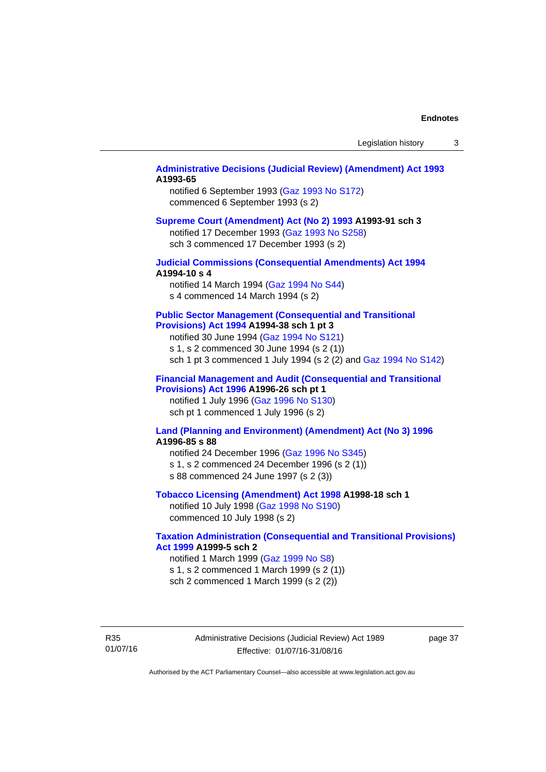**Administrative Decisions (Judicial Review) (Amendment) Act 1993 A1993-65**

notified 6 September 1993 (Gaz 1993 No S172)
commenced 6 September 1993 (s 2)

**Supreme Court (Amendment) Act (No 2) 1993 A1993-91 sch 3**

notified 17 December 1993 (Gaz 1993 No S258)
sch 3 commenced 17 December 1993 (s 2)

**Judicial Commissions (Consequential Amendments) Act 1994 A1994-10 s 4**

notified 14 March 1994 (Gaz 1994 No S44)
s 4 commenced 14 March 1994 (s 2)

**Public Sector Management (Consequential and Transitional Provisions) Act 1994 A1994-38 sch 1 pt 3**

notified 30 June 1994 (Gaz 1994 No S121)
s 1, s 2 commenced 30 June 1994 (s 2 (1))
sch 1 pt 3 commenced 1 July 1994 (s 2 (2) and Gaz 1994 No S142)

**Financial Management and Audit (Consequential and Transitional Provisions) Act 1996 A1996-26 sch pt 1**

notified 1 July 1996 (Gaz 1996 No S130)
sch pt 1 commenced 1 July 1996 (s 2)

**Land (Planning and Environment) (Amendment) Act (No 3) 1996 A1996-85 s 88**

notified 24 December 1996 (Gaz 1996 No S345)
s 1, s 2 commenced 24 December 1996 (s 2 (1))
s 88 commenced 24 June 1997 (s 2 (3))

**Tobacco Licensing (Amendment) Act 1998 A1998-18 sch 1**

notified 10 July 1998 (Gaz 1998 No S190)
commenced 10 July 1998 (s 2)

**Taxation Administration (Consequential and Transitional Provisions) Act 1999 A1999-5 sch 2**

notified 1 March 1999 (Gaz 1999 No S8)
s 1, s 2 commenced 1 March 1999 (s 2 (1))
sch 2 commenced 1 March 1999 (s 2 (2))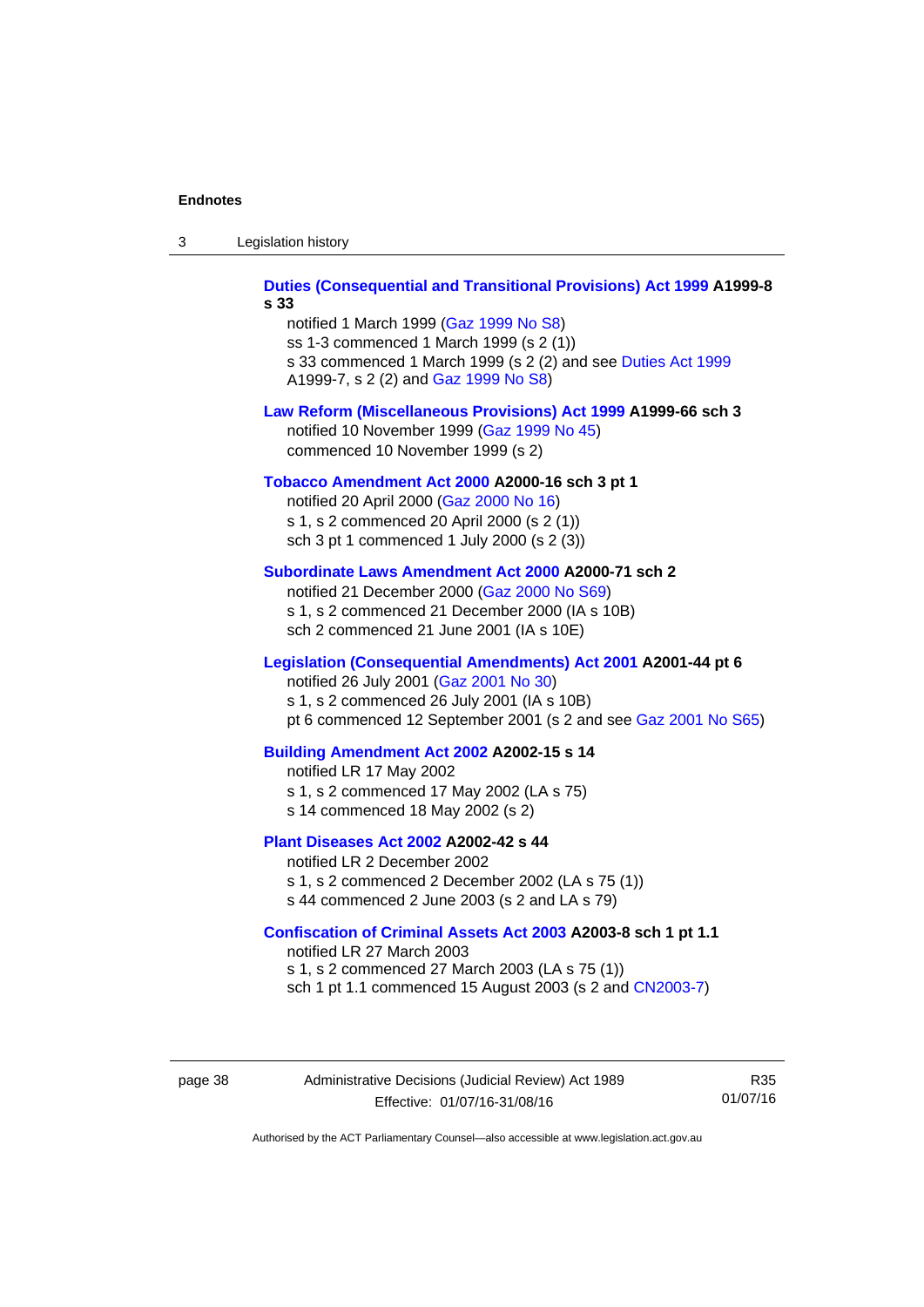**Duties (Consequential and Transitional Provisions) Act 1999 A1999-8 s 33**

notified 1 March 1999 (Gaz 1999 No S8)
ss 1-3 commenced 1 March 1999 (s 2 (1))
s 33 commenced 1 March 1999 (s 2 (2) and see Duties Act 1999 A1999-7, s 2 (2) and Gaz 1999 No S8)

**Law Reform (Miscellaneous Provisions) Act 1999 A1999-66 sch 3**

notified 10 November 1999 (Gaz 1999 No 45)
commenced 10 November 1999 (s 2)

**Tobacco Amendment Act 2000 A2000-16 sch 3 pt 1**

notified 20 April 2000 (Gaz 2000 No 16)
s 1, s 2 commenced 20 April 2000 (s 2 (1))
sch 3 pt 1 commenced 1 July 2000 (s 2 (3))

**Subordinate Laws Amendment Act 2000 A2000-71 sch 2**

notified 21 December 2000 (Gaz 2000 No S69)
s 1, s 2 commenced 21 December 2000 (IA s 10B)
sch 2 commenced 21 June 2001 (IA s 10E)

**Legislation (Consequential Amendments) Act 2001 A2001-44 pt 6**

notified 26 July 2001 (Gaz 2001 No 30)
s 1, s 2 commenced 26 July 2001 (IA s 10B)
pt 6 commenced 12 September 2001 (s 2 and see Gaz 2001 No S65)

**Building Amendment Act 2002 A2002-15 s 14**

notified LR 17 May 2002
s 1, s 2 commenced 17 May 2002 (LA s 75)
s 14 commenced 18 May 2002 (s 2)

**Plant Diseases Act 2002 A2002-42 s 44**

notified LR 2 December 2002
s 1, s 2 commenced 2 December 2002 (LA s 75 (1))
s 44 commenced 2 June 2003 (s 2 and LA s 79)

**Confiscation of Criminal Assets Act 2003 A2003-8 sch 1 pt 1.1**

notified LR 27 March 2003
s 1, s 2 commenced 27 March 2003 (LA s 75 (1))
sch 1 pt 1.1 commenced 15 August 2003 (s 2 and CN2003-7)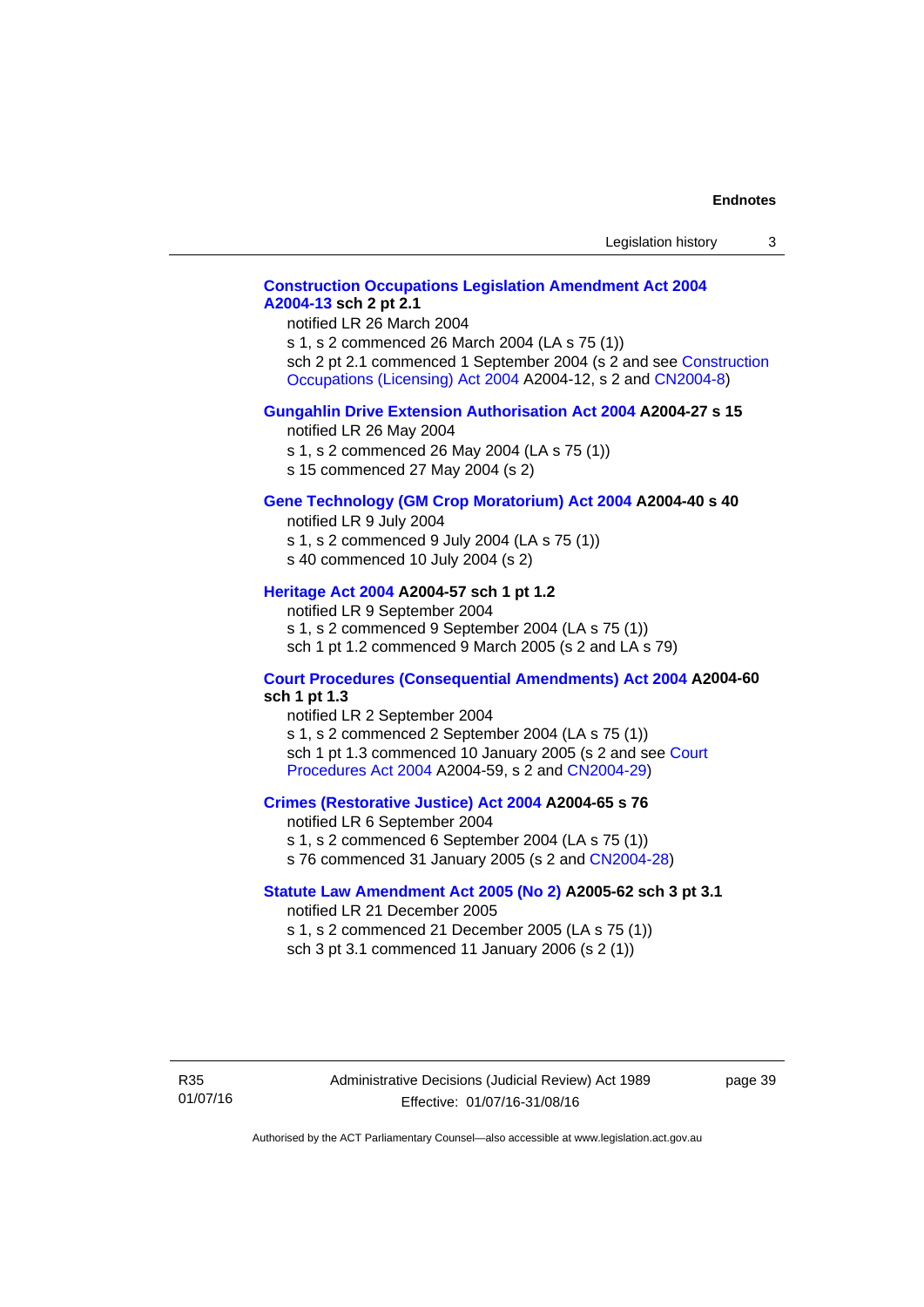**Construction Occupations Legislation Amendment Act 2004 A2004-13 sch 2 pt 2.1**

notified LR 26 March 2004

s 1, s 2 commenced 26 March 2004 (LA s 75 (1))

sch 2 pt 2.1 commenced 1 September 2004 (s 2 and see Construction Occupations (Licensing) Act 2004 A2004-12, s 2 and CN2004-8)

**Gungahlin Drive Extension Authorisation Act 2004 A2004-27 s 15**

notified LR 26 May 2004

s 1, s 2 commenced 26 May 2004 (LA s 75 (1))

s 15 commenced 27 May 2004 (s 2)

**Gene Technology (GM Crop Moratorium) Act 2004 A2004-40 s 40**

notified LR 9 July 2004

s 1, s 2 commenced 9 July 2004 (LA s 75 (1))

s 40 commenced 10 July 2004 (s 2)

**Heritage Act 2004 A2004-57 sch 1 pt 1.2**

notified LR 9 September 2004

s 1, s 2 commenced 9 September 2004 (LA s 75 (1))

sch 1 pt 1.2 commenced 9 March 2005 (s 2 and LA s 79)

**Court Procedures (Consequential Amendments) Act 2004 A2004-60 sch 1 pt 1.3**

notified LR 2 September 2004

s 1, s 2 commenced 2 September 2004 (LA s 75 (1))

sch 1 pt 1.3 commenced 10 January 2005 (s 2 and see Court Procedures Act 2004 A2004-59, s 2 and CN2004-29)

**Crimes (Restorative Justice) Act 2004 A2004-65 s 76**

notified LR 6 September 2004

s 1, s 2 commenced 6 September 2004 (LA s 75 (1))

s 76 commenced 31 January 2005 (s 2 and CN2004-28)

**Statute Law Amendment Act 2005 (No 2) A2005-62 sch 3 pt 3.1**

notified LR 21 December 2005

s 1, s 2 commenced 21 December 2005 (LA s 75 (1))

sch 3 pt 3.1 commenced 11 January 2006 (s 2 (1))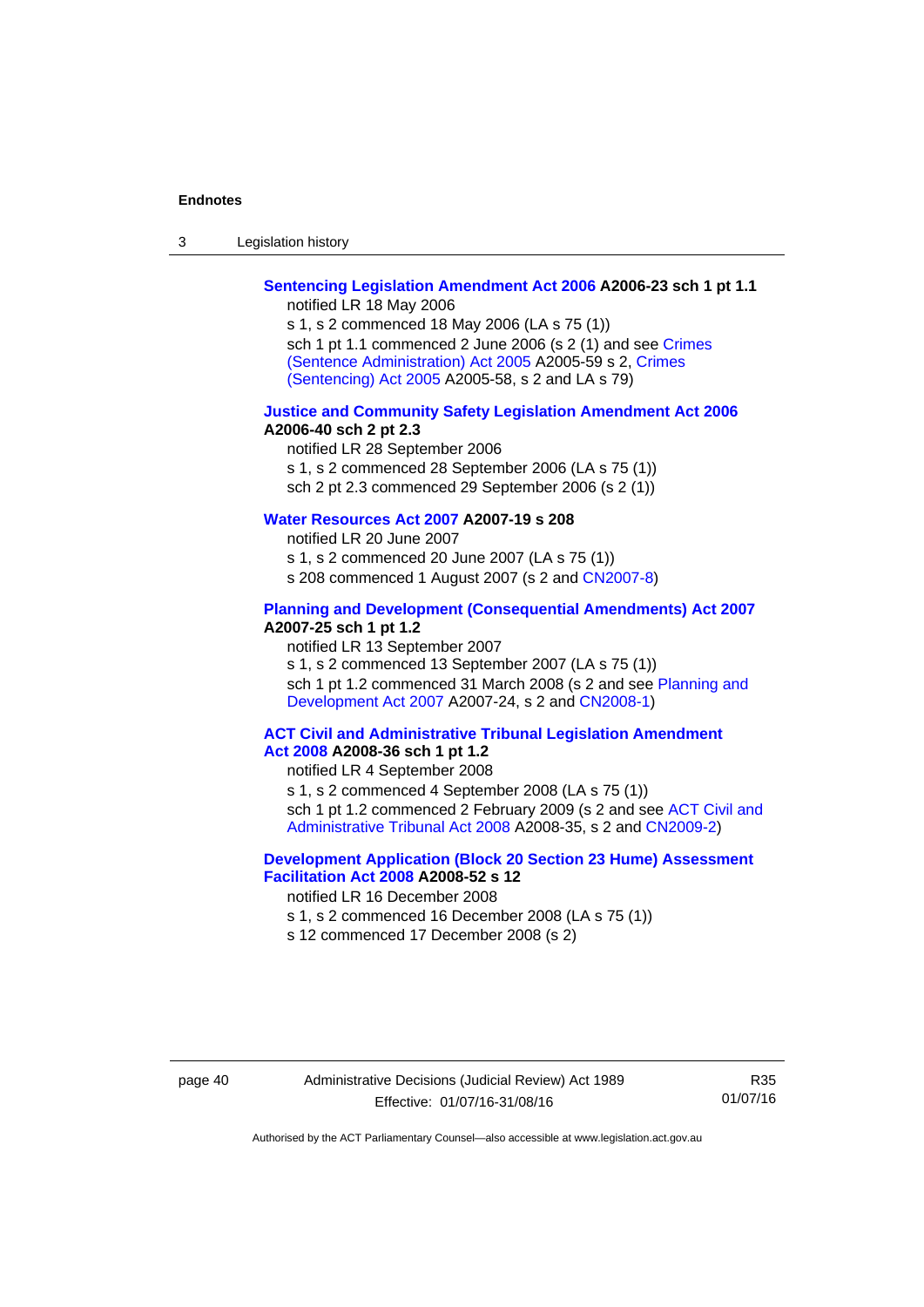**Sentencing Legislation Amendment Act 2006 A2006-23 sch 1 pt 1.1**

notified LR 18 May 2006

s 1, s 2 commenced 18 May 2006 (LA s 75 (1))

sch 1 pt 1.1 commenced 2 June 2006 (s 2 (1) and see Crimes (Sentence Administration) Act 2005 A2005-59 s 2, Crimes (Sentencing) Act 2005 A2005-58, s 2 and LA s 79)

**Justice and Community Safety Legislation Amendment Act 2006 A2006-40 sch 2 pt 2.3**

notified LR 28 September 2006

s 1, s 2 commenced 28 September 2006 (LA s 75 (1))

sch 2 pt 2.3 commenced 29 September 2006 (s 2 (1))

**Water Resources Act 2007 A2007-19 s 208**

notified LR 20 June 2007

s 1, s 2 commenced 20 June 2007 (LA s 75 (1))

s 208 commenced 1 August 2007 (s 2 and CN2007-8)

**Planning and Development (Consequential Amendments) Act 2007 A2007-25 sch 1 pt 1.2**

notified LR 13 September 2007

s 1, s 2 commenced 13 September 2007 (LA s 75 (1))

sch 1 pt 1.2 commenced 31 March 2008 (s 2 and see Planning and Development Act 2007 A2007-24, s 2 and CN2008-1)

**ACT Civil and Administrative Tribunal Legislation Amendment Act 2008 A2008-36 sch 1 pt 1.2**

notified LR 4 September 2008

s 1, s 2 commenced 4 September 2008 (LA s 75 (1))

sch 1 pt 1.2 commenced 2 February 2009 (s 2 and see ACT Civil and Administrative Tribunal Act 2008 A2008-35, s 2 and CN2009-2)

**Development Application (Block 20 Section 23 Hume) Assessment Facilitation Act 2008 A2008-52 s 12**

notified LR 16 December 2008

s 1, s 2 commenced 16 December 2008 (LA s 75 (1))

s 12 commenced 17 December 2008 (s 2)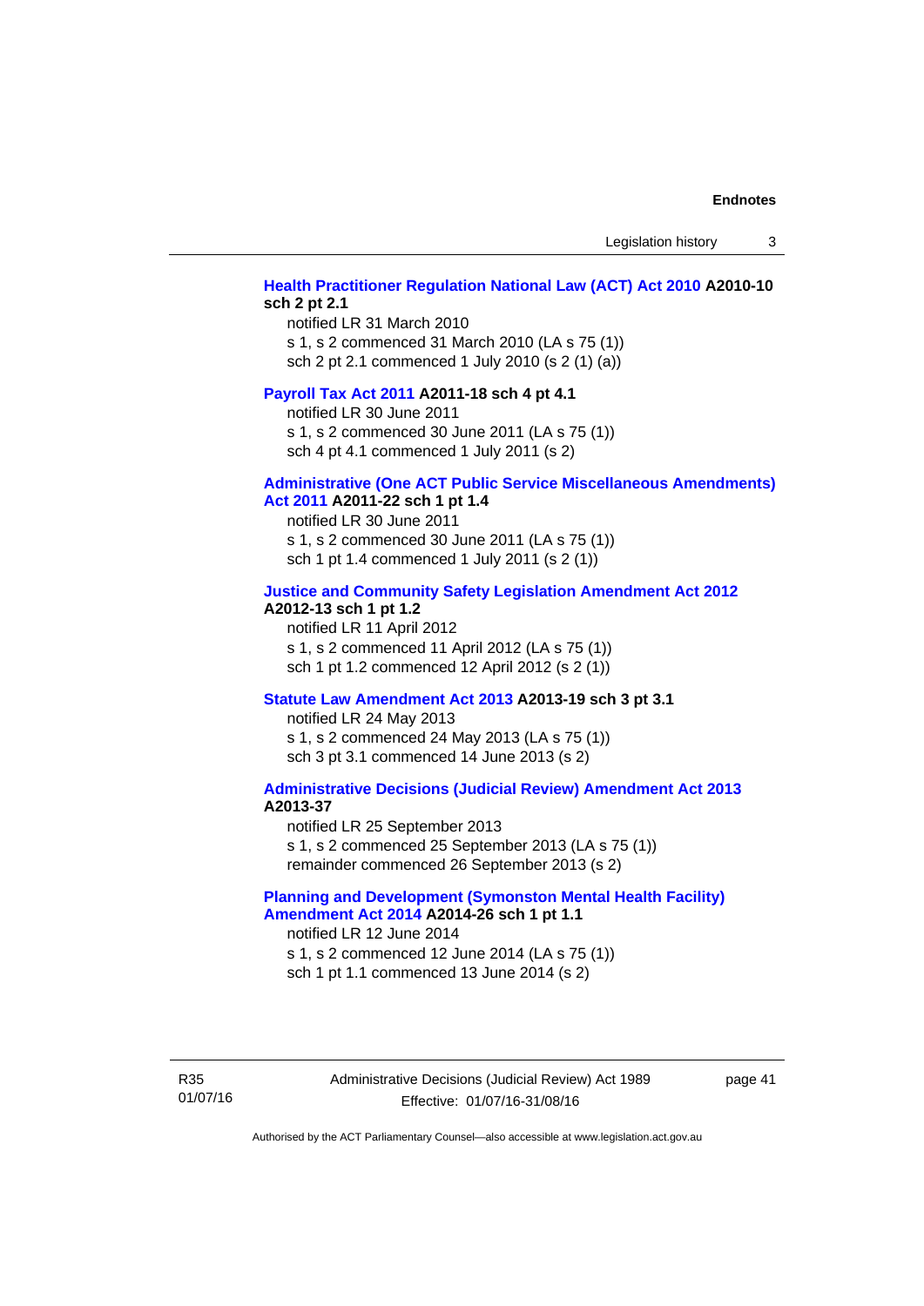**Health Practitioner Regulation National Law (ACT) Act 2010 A2010-10 sch 2 pt 2.1**

notified LR 31 March 2010
s 1, s 2 commenced 31 March 2010 (LA s 75 (1))
sch 2 pt 2.1 commenced 1 July 2010 (s 2 (1) (a))

**Payroll Tax Act 2011 A2011-18 sch 4 pt 4.1**

notified LR 30 June 2011
s 1, s 2 commenced 30 June 2011 (LA s 75 (1))
sch 4 pt 4.1 commenced 1 July 2011 (s 2)

**Administrative (One ACT Public Service Miscellaneous Amendments) Act 2011 A2011-22 sch 1 pt 1.4**

notified LR 30 June 2011
s 1, s 2 commenced 30 June 2011 (LA s 75 (1))
sch 1 pt 1.4 commenced 1 July 2011 (s 2 (1))

**Justice and Community Safety Legislation Amendment Act 2012 A2012-13 sch 1 pt 1.2**

notified LR 11 April 2012
s 1, s 2 commenced 11 April 2012 (LA s 75 (1))
sch 1 pt 1.2 commenced 12 April 2012 (s 2 (1))

**Statute Law Amendment Act 2013 A2013-19 sch 3 pt 3.1**

notified LR 24 May 2013
s 1, s 2 commenced 24 May 2013 (LA s 75 (1))
sch 3 pt 3.1 commenced 14 June 2013 (s 2)

**Administrative Decisions (Judicial Review) Amendment Act 2013 A2013-37**

notified LR 25 September 2013
s 1, s 2 commenced 25 September 2013 (LA s 75 (1))
remainder commenced 26 September 2013 (s 2)

**Planning and Development (Symonston Mental Health Facility) Amendment Act 2014 A2014-26 sch 1 pt 1.1**

notified LR 12 June 2014
s 1, s 2 commenced 12 June 2014 (LA s 75 (1))
sch 1 pt 1.1 commenced 13 June 2014 (s 2)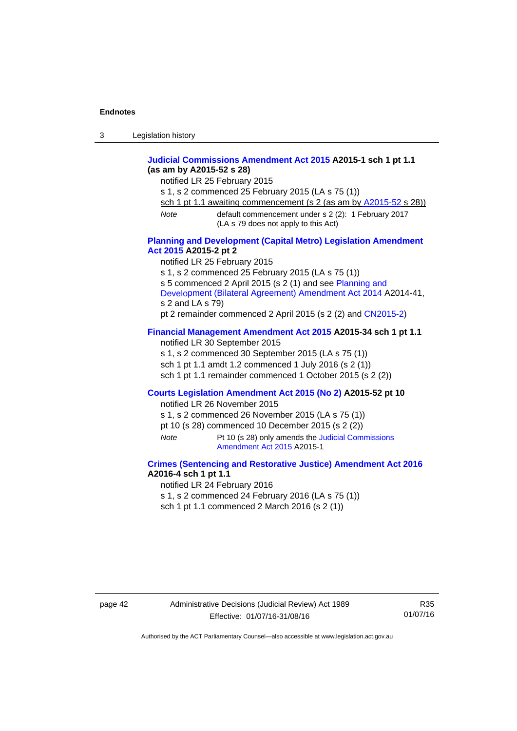**Judicial Commissions Amendment Act 2015 A2015-1 sch 1 pt 1.1 (as am by A2015-52 s 28)**

notified LR 25 February 2015

s 1, s 2 commenced 25 February 2015 (LA s 75 (1))

sch 1 pt 1.1 awaiting commencement (s 2 (as am by A2015-52 s 28))

*Note* default commencement under s 2 (2): 1 February 2017 (LA s 79 does not apply to this Act)

**Planning and Development (Capital Metro) Legislation Amendment Act 2015 A2015-2 pt 2**

notified LR 25 February 2015

s 1, s 2 commenced 25 February 2015 (LA s 75 (1))

s 5 commenced 2 April 2015 (s 2 (1) and see Planning and Development (Bilateral Agreement) Amendment Act 2014 A2014-41, s 2 and LA s 79)

pt 2 remainder commenced 2 April 2015 (s 2 (2) and CN2015-2)

**Financial Management Amendment Act 2015 A2015-34 sch 1 pt 1.1**

notified LR 30 September 2015

s 1, s 2 commenced 30 September 2015 (LA s 75 (1))

sch 1 pt 1.1 amdt 1.2 commenced 1 July 2016 (s 2 (1))

sch 1 pt 1.1 remainder commenced 1 October 2015 (s 2 (2))

**Courts Legislation Amendment Act 2015 (No 2) A2015-52 pt 10**

notified LR 26 November 2015

s 1, s 2 commenced 26 November 2015 (LA s 75 (1))

pt 10 (s 28) commenced 10 December 2015 (s 2 (2))

*Note* Pt 10 (s 28) only amends the Judicial Commissions Amendment Act 2015 A2015-1

**Crimes (Sentencing and Restorative Justice) Amendment Act 2016 A2016-4 sch 1 pt 1.1**

notified LR 24 February 2016

s 1, s 2 commenced 24 February 2016 (LA s 75 (1))

sch 1 pt 1.1 commenced 2 March 2016 (s 2 (1))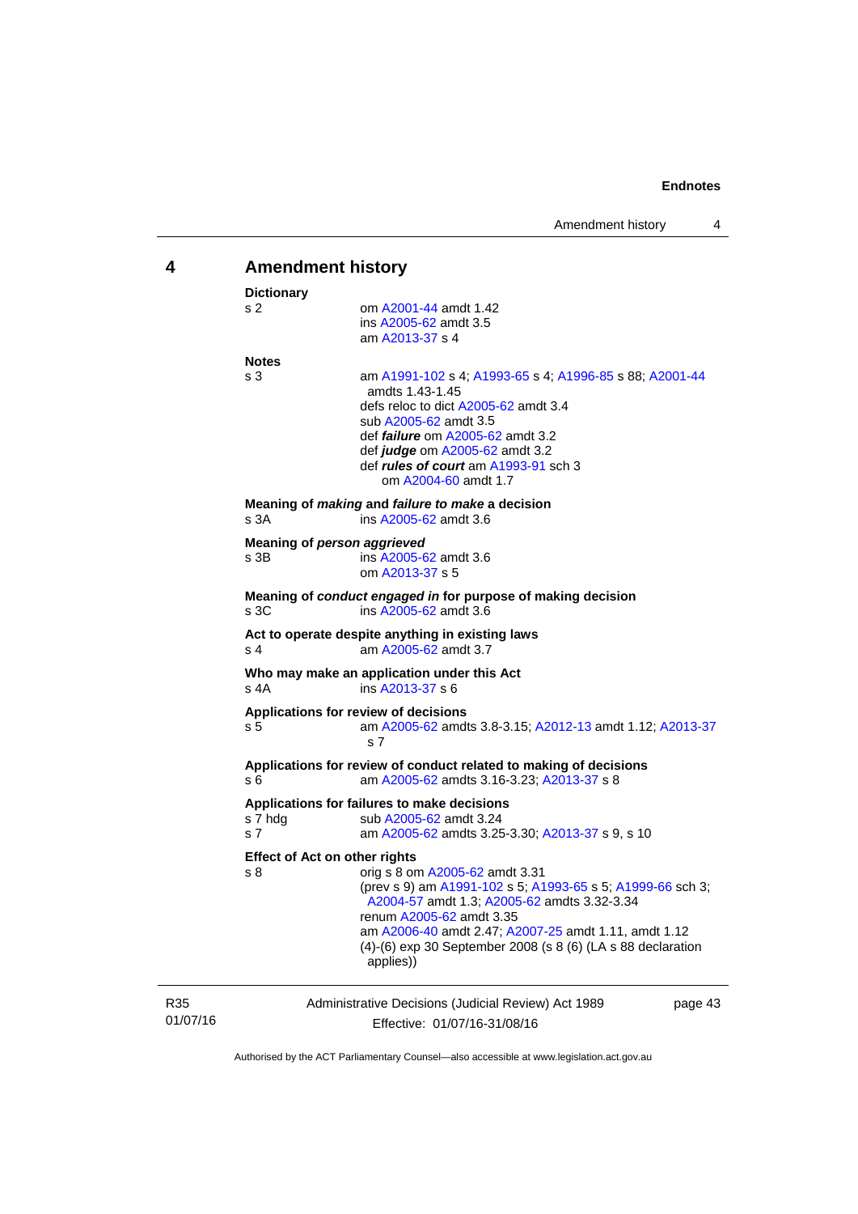## 4 Amendment history

**Dictionary**

s 2 — om A2001-44 amdt 1.42
ins A2005-62 amdt 3.5
am A2013-37 s 4

**Notes**

s 3 — am A1991-102 s 4; A1993-65 s 4; A1996-85 s 88; A2001-44 amdts 1.43-1.45
defs reloc to dict A2005-62 amdt 3.4
sub A2005-62 amdt 3.5
def ***failure*** om A2005-62 amdt 3.2
def ***judge*** om A2005-62 amdt 3.2
def ***rules of court*** am A1993-91 sch 3
om A2004-60 amdt 1.7

**Meaning of *making* and *failure to make* a decision**

s 3A — ins A2005-62 amdt 3.6

**Meaning of *person aggrieved***

s 3B — ins A2005-62 amdt 3.6
om A2013-37 s 5

**Meaning of *conduct engaged in* for purpose of making decision**

s 3C — ins A2005-62 amdt 3.6

**Act to operate despite anything in existing laws**

s 4 — am A2005-62 amdt 3.7

**Who may make an application under this Act**

s 4A — ins A2013-37 s 6

**Applications for review of decisions**

s 5 — am A2005-62 amdts 3.8-3.15; A2012-13 amdt 1.12; A2013-37 s 7

**Applications for review of conduct related to making of decisions**

s 6 — am A2005-62 amdts 3.16-3.23; A2013-37 s 8

**Applications for failures to make decisions**

s 7 hdg — sub A2005-62 amdt 3.24

s 7 — am A2005-62 amdts 3.25-3.30; A2013-37 s 9, s 10

**Effect of Act on other rights**

s 8 — orig s 8 om A2005-62 amdt 3.31
(prev s 9) am A1991-102 s 5; A1993-65 s 5; A1999-66 sch 3; A2004-57 amdt 1.3; A2005-62 amdts 3.32-3.34
renum A2005-62 amdt 3.35
am A2006-40 amdt 2.47; A2007-25 amdt 1.11, amdt 1.12
(4)-(6) exp 30 September 2008 (s 8 (6) (LA s 88 declaration applies))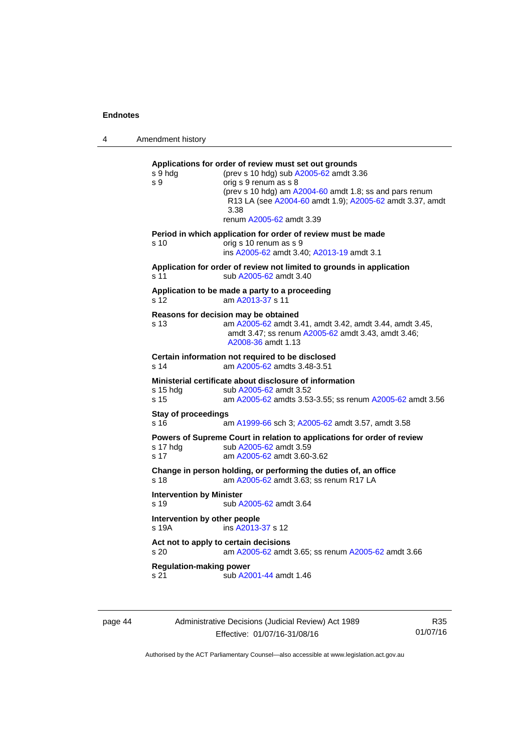**Applications for order of review must set out grounds**

s 9 hdg (prev s 10 hdg) sub A2005-62 amdt 3.36

s 9 orig s 9 renum as s 8
(prev s 10 hdg) am A2004-60 amdt 1.8; ss and pars renum R13 LA (see A2004-60 amdt 1.9); A2005-62 amdt 3.37, amdt 3.38
renum A2005-62 amdt 3.39

**Period in which application for order of review must be made**

s 10 orig s 10 renum as s 9
ins A2005-62 amdt 3.40; A2013-19 amdt 3.1

**Application for order of review not limited to grounds in application**

s 11 sub A2005-62 amdt 3.40

**Application to be made a party to a proceeding**

s 12 am A2013-37 s 11

**Reasons for decision may be obtained**

s 13 am A2005-62 amdt 3.41, amdt 3.42, amdt 3.44, amdt 3.45, amdt 3.47; ss renum A2005-62 amdt 3.43, amdt 3.46; A2008-36 amdt 1.13

**Certain information not required to be disclosed**

s 14 am A2005-62 amdts 3.48-3.51

**Ministerial certificate about disclosure of information**

s 15 hdg sub A2005-62 amdt 3.52

s 15 am A2005-62 amdts 3.53-3.55; ss renum A2005-62 amdt 3.56

**Stay of proceedings**

s 16 am A1999-66 sch 3; A2005-62 amdt 3.57, amdt 3.58

**Powers of Supreme Court in relation to applications for order of review**

s 17 hdg sub A2005-62 amdt 3.59

s 17 am A2005-62 amdt 3.60-3.62

**Change in person holding, or performing the duties of, an office**

s 18 am A2005-62 amdt 3.63; ss renum R17 LA

**Intervention by Minister**

s 19 sub A2005-62 amdt 3.64

**Intervention by other people**

s 19A ins A2013-37 s 12

**Act not to apply to certain decisions**

s 20 am A2005-62 amdt 3.65; ss renum A2005-62 amdt 3.66

**Regulation-making power**

s 21 sub A2001-44 amdt 1.46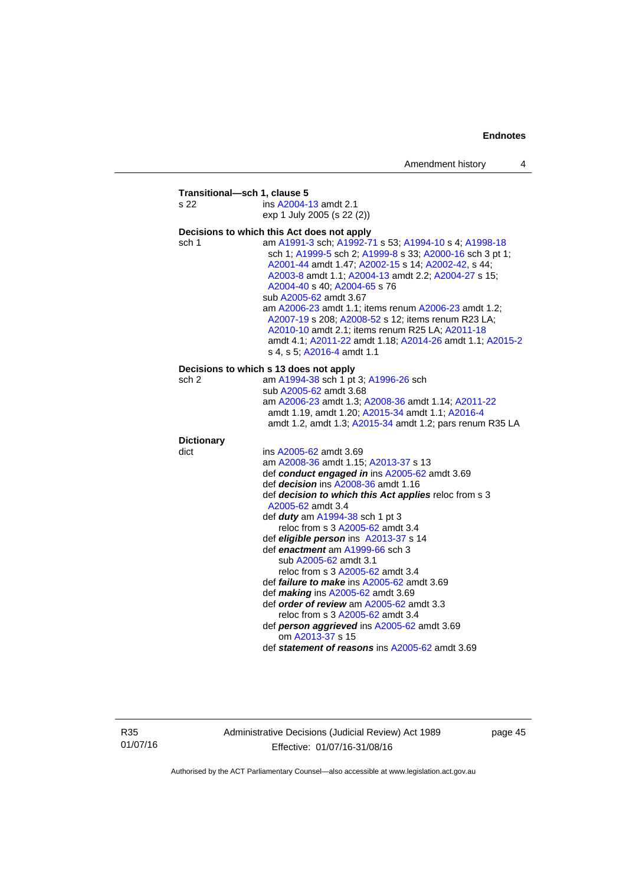**Transitional—sch 1, clause 5**

s 22 ins A2004-13 amdt 2.1
exp 1 July 2005 (s 22 (2))

**Decisions to which this Act does not apply**

sch 1 am A1991-3 sch; A1992-71 s 53; A1994-10 s 4; A1998-18 sch 1; A1999-5 sch 2; A1999-8 s 33; A2000-16 sch 3 pt 1; A2001-44 amdt 1.47; A2002-15 s 14; A2002-42, s 44; A2003-8 amdt 1.1; A2004-13 amdt 2.2; A2004-27 s 15; A2004-40 s 40; A2004-65 s 76
sub A2005-62 amdt 3.67
am A2006-23 amdt 1.1; items renum A2006-23 amdt 1.2; A2007-19 s 208; A2008-52 s 12; items renum R23 LA; A2010-10 amdt 2.1; items renum R25 LA; A2011-18 amdt 4.1; A2011-22 amdt 1.18; A2014-26 amdt 1.1; A2015-2 s 4, s 5; A2016-4 amdt 1.1

**Decisions to which s 13 does not apply**

sch 2 am A1994-38 sch 1 pt 3; A1996-26 sch
sub A2005-62 amdt 3.68
am A2006-23 amdt 1.3; A2008-36 amdt 1.14; A2011-22 amdt 1.19, amdt 1.20; A2015-34 amdt 1.1; A2016-4 amdt 1.2, amdt 1.3; A2015-34 amdt 1.2; pars renum R35 LA

**Dictionary**

dict ins A2005-62 amdt 3.69
am A2008-36 amdt 1.15; A2013-37 s 13
def ***conduct engaged in*** ins A2005-62 amdt 3.69
def ***decision*** ins A2008-36 amdt 1.16
def ***decision to which this Act applies*** reloc from s 3 A2005-62 amdt 3.4
def ***duty*** am A1994-38 sch 1 pt 3
reloc from s 3 A2005-62 amdt 3.4
def ***eligible person*** ins A2013-37 s 14
def ***enactment*** am A1999-66 sch 3
sub A2005-62 amdt 3.1
reloc from s 3 A2005-62 amdt 3.4
def ***failure to make*** ins A2005-62 amdt 3.69
def ***making*** ins A2005-62 amdt 3.69
def ***order of review*** am A2005-62 amdt 3.3
reloc from s 3 A2005-62 amdt 3.4
def ***person aggrieved*** ins A2005-62 amdt 3.69
om A2013-37 s 15
def ***statement of reasons*** ins A2005-62 amdt 3.69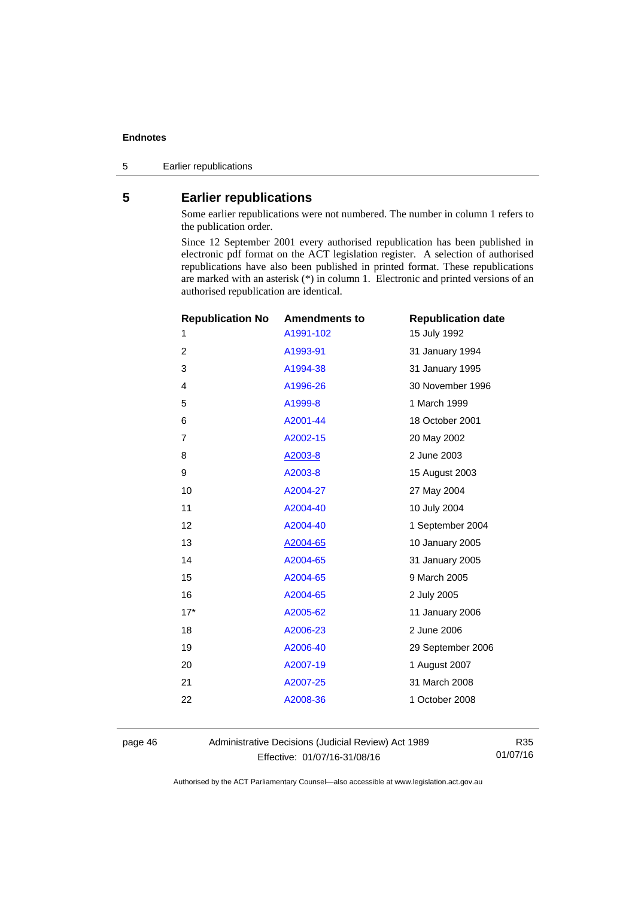## 5 Earlier republications

Some earlier republications were not numbered. The number in column 1 refers to the publication order.

Since 12 September 2001 every authorised republication has been published in electronic pdf format on the ACT legislation register. A selection of authorised republications have also been published in printed format. These republications are marked with an asterisk (*) in column 1. Electronic and printed versions of an authorised republication are identical.

| Republication No | Amendments to | Republication date |
|---|---|---|
| 1 | A1991-102 | 15 July 1992 |
| 2 | A1993-91 | 31 January 1994 |
| 3 | A1994-38 | 31 January 1995 |
| 4 | A1996-26 | 30 November 1996 |
| 5 | A1999-8 | 1 March 1999 |
| 6 | A2001-44 | 18 October 2001 |
| 7 | A2002-15 | 20 May 2002 |
| 8 | A2003-8 | 2 June 2003 |
| 9 | A2003-8 | 15 August 2003 |
| 10 | A2004-27 | 27 May 2004 |
| 11 | A2004-40 | 10 July 2004 |
| 12 | A2004-40 | 1 September 2004 |
| 13 | A2004-65 | 10 January 2005 |
| 14 | A2004-65 | 31 January 2005 |
| 15 | A2004-65 | 9 March 2005 |
| 16 | A2004-65 | 2 July 2005 |
| 17* | A2005-62 | 11 January 2006 |
| 18 | A2006-23 | 2 June 2006 |
| 19 | A2006-40 | 29 September 2006 |
| 20 | A2007-19 | 1 August 2007 |
| 21 | A2007-25 | 31 March 2008 |
| 22 | A2008-36 | 1 October 2008 |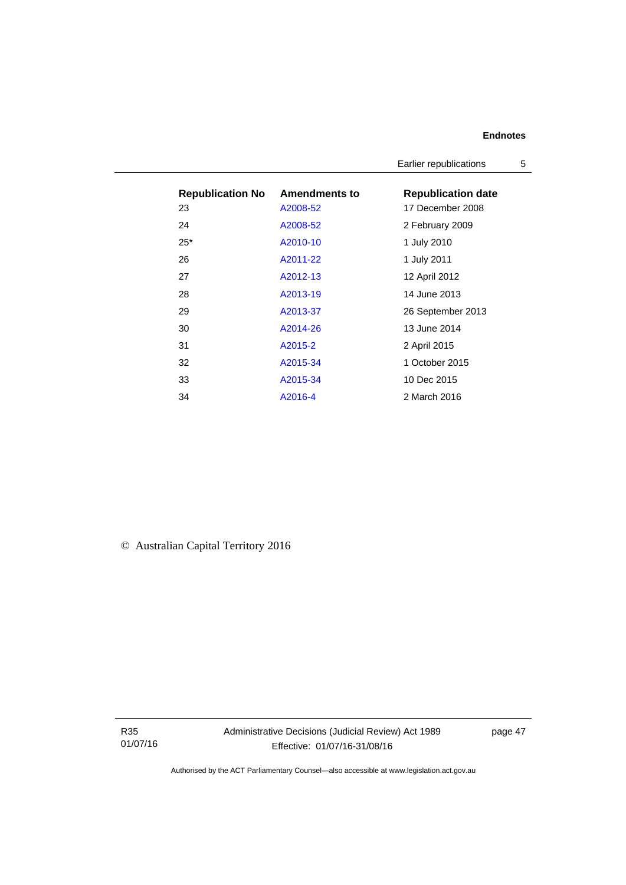| Republication No | Amendments to | Republication date |
|---|---|---|
| 23 | A2008-52 | 17 December 2008 |
| 24 | A2008-52 | 2 February 2009 |
| 25* | A2010-10 | 1 July 2010 |
| 26 | A2011-22 | 1 July 2011 |
| 27 | A2012-13 | 12 April 2012 |
| 28 | A2013-19 | 14 June 2013 |
| 29 | A2013-37 | 26 September 2013 |
| 30 | A2014-26 | 13 June 2014 |
| 31 | A2015-2 | 2 April 2015 |
| 32 | A2015-34 | 1 October 2015 |
| 33 | A2015-34 | 10 Dec 2015 |
| 34 | A2016-4 | 2 March 2016 |

© Australian Capital Territory 2016